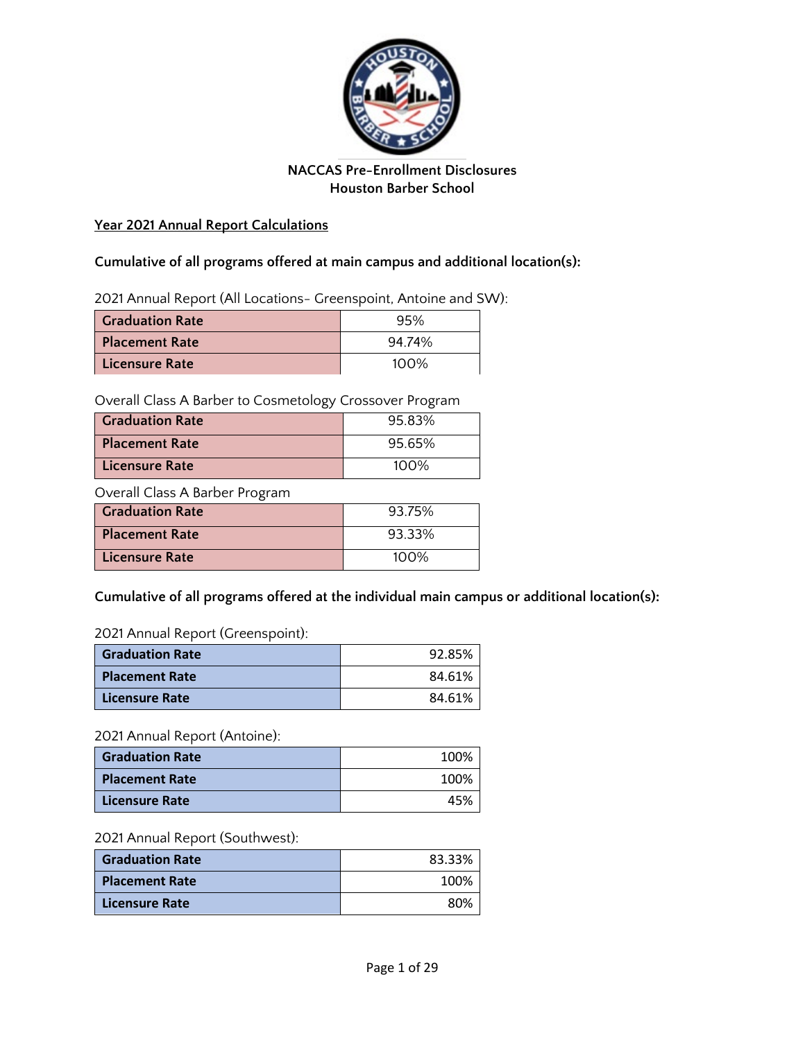## NACCAS Pre-Enrollment Disclosures
## Houston Barber School

**Year 2021 Annual Report Calculations**

**Cumulative of all programs offered at main campus and additional location(s):**

2021 Annual Report (All Locations- Greenspoint, Antoine and SW):

| | |
|---|---|
| **Graduation Rate** | 95% |
| **Placement Rate** | 94.74% |
| **Licensure Rate** | 100% |

Overall Class A Barber to Cosmetology Crossover Program

| | |
|---|---|
| **Graduation Rate** | 95.83% |
| **Placement Rate** | 95.65% |
| **Licensure Rate** | 100% |

Overall Class A Barber Program

| | |
|---|---|
| **Graduation Rate** | 93.75% |
| **Placement Rate** | 93.33% |
| **Licensure Rate** | 100% |

**Cumulative of all programs offered at the individual main campus or additional location(s):**

2021 Annual Report (Greenspoint):

| | |
|---|---|
| **Graduation Rate** | 92.85% |
| **Placement Rate** | 84.61% |
| **Licensure Rate** | 84.61% |

2021 Annual Report (Antoine):

| | |
|---|---|
| **Graduation Rate** | 100% |
| **Placement Rate** | 100% |
| **Licensure Rate** | 45% |

2021 Annual Report (Southwest):

| | |
|---|---|
| **Graduation Rate** | 83.33% |
| **Placement Rate** | 100% |
| **Licensure Rate** | 80% |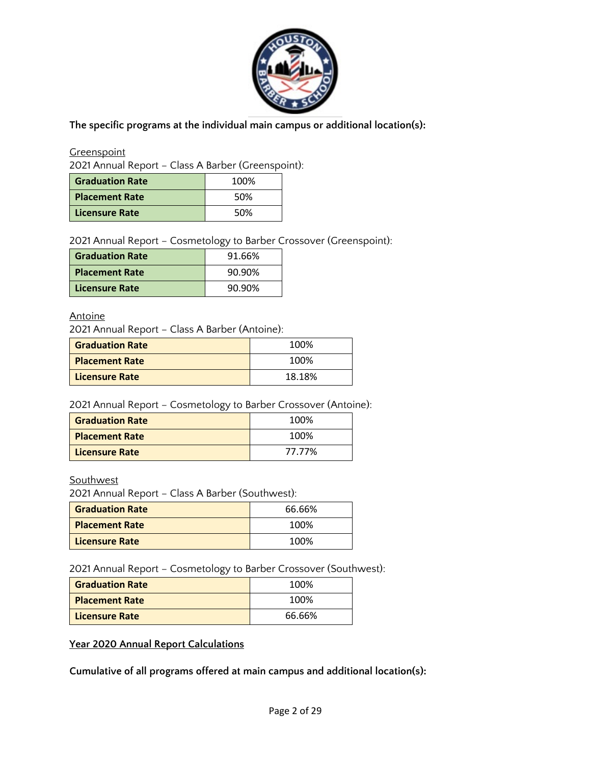**The specific programs at the individual main campus or additional location(s):**

<u>Greenspoint</u>

2021 Annual Report – Class A Barber (Greenspoint):

| Graduation Rate | 100% |
|---|---|
| Placement Rate | 50% |
| Licensure Rate | 50% |

2021 Annual Report – Cosmetology to Barber Crossover (Greenspoint):

| Graduation Rate | 91.66% |
|---|---|
| Placement Rate | 90.90% |
| Licensure Rate | 90.90% |

<u>Antoine</u>

2021 Annual Report – Class A Barber (Antoine):

| Graduation Rate | 100% |
|---|---|
| Placement Rate | 100% |
| Licensure Rate | 18.18% |

2021 Annual Report – Cosmetology to Barber Crossover (Antoine):

| Graduation Rate | 100% |
|---|---|
| Placement Rate | 100% |
| Licensure Rate | 77.77% |

<u>Southwest</u>

2021 Annual Report – Class A Barber (Southwest):

| Graduation Rate | 66.66% |
|---|---|
| Placement Rate | 100% |
| Licensure Rate | 100% |

2021 Annual Report – Cosmetology to Barber Crossover (Southwest):

| Graduation Rate | 100% |
|---|---|
| Placement Rate | 100% |
| Licensure Rate | 66.66% |

**<u>Year 2020 Annual Report Calculations</u>**

**Cumulative of all programs offered at main campus and additional location(s):**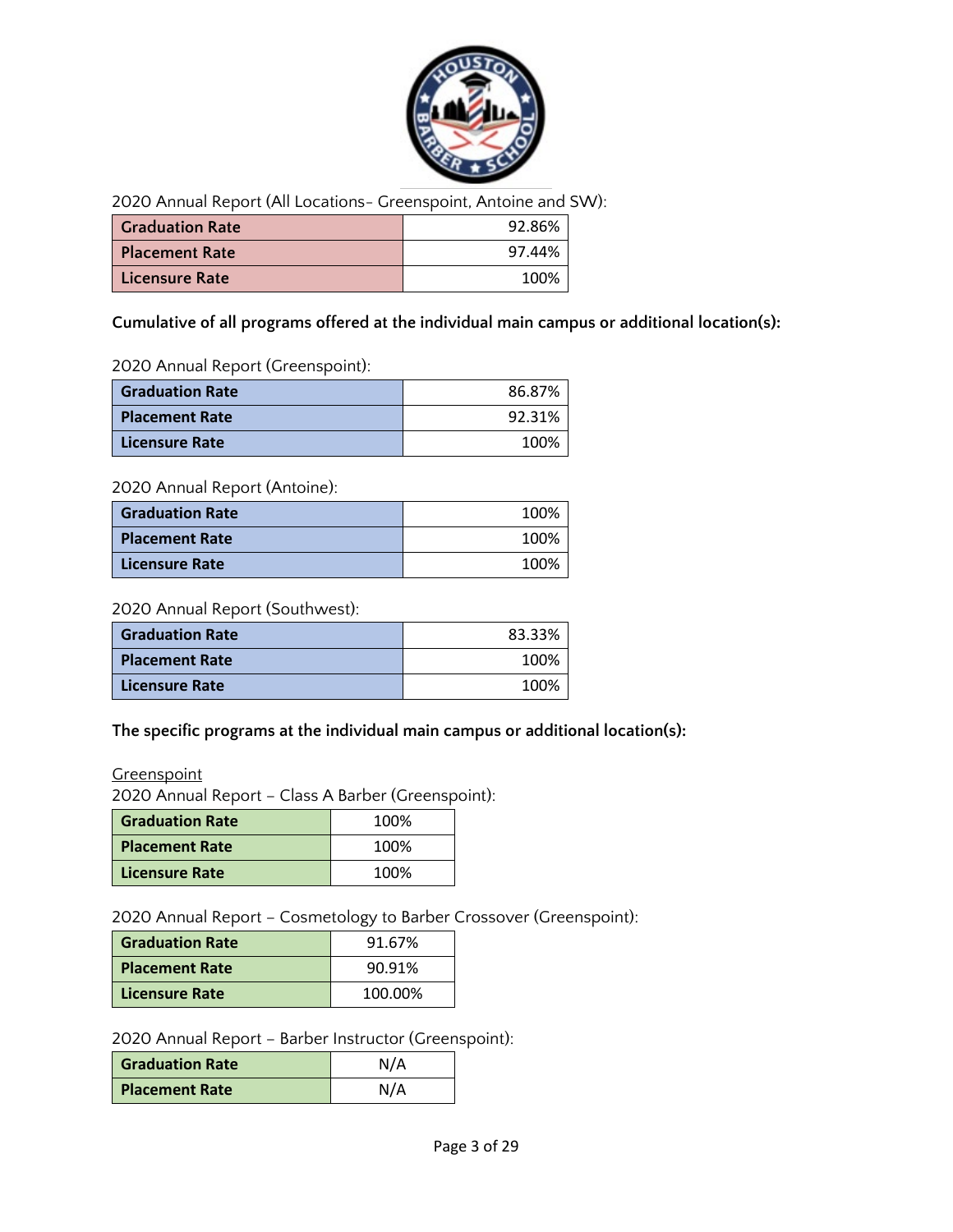2020 Annual Report (All Locations- Greenspoint, Antoine and SW):

| Graduation Rate | 92.86% |
|---|---|
| Placement Rate | 97.44% |
| Licensure Rate | 100% |

**Cumulative of all programs offered at the individual main campus or additional location(s):**

2020 Annual Report (Greenspoint):

| Graduation Rate | 86.87% |
|---|---|
| Placement Rate | 92.31% |
| Licensure Rate | 100% |

2020 Annual Report (Antoine):

| Graduation Rate | 100% |
|---|---|
| Placement Rate | 100% |
| Licensure Rate | 100% |

2020 Annual Report (Southwest):

| Graduation Rate | 83.33% |
|---|---|
| Placement Rate | 100% |
| Licensure Rate | 100% |

**The specific programs at the individual main campus or additional location(s):**

Greenspoint

2020 Annual Report – Class A Barber (Greenspoint):

| Graduation Rate | 100% |
|---|---|
| Placement Rate | 100% |
| Licensure Rate | 100% |

2020 Annual Report – Cosmetology to Barber Crossover (Greenspoint):

| Graduation Rate | 91.67% |
|---|---|
| Placement Rate | 90.91% |
| Licensure Rate | 100.00% |

2020 Annual Report – Barber Instructor (Greenspoint):

| Graduation Rate | N/A |
|---|---|
| Placement Rate | N/A |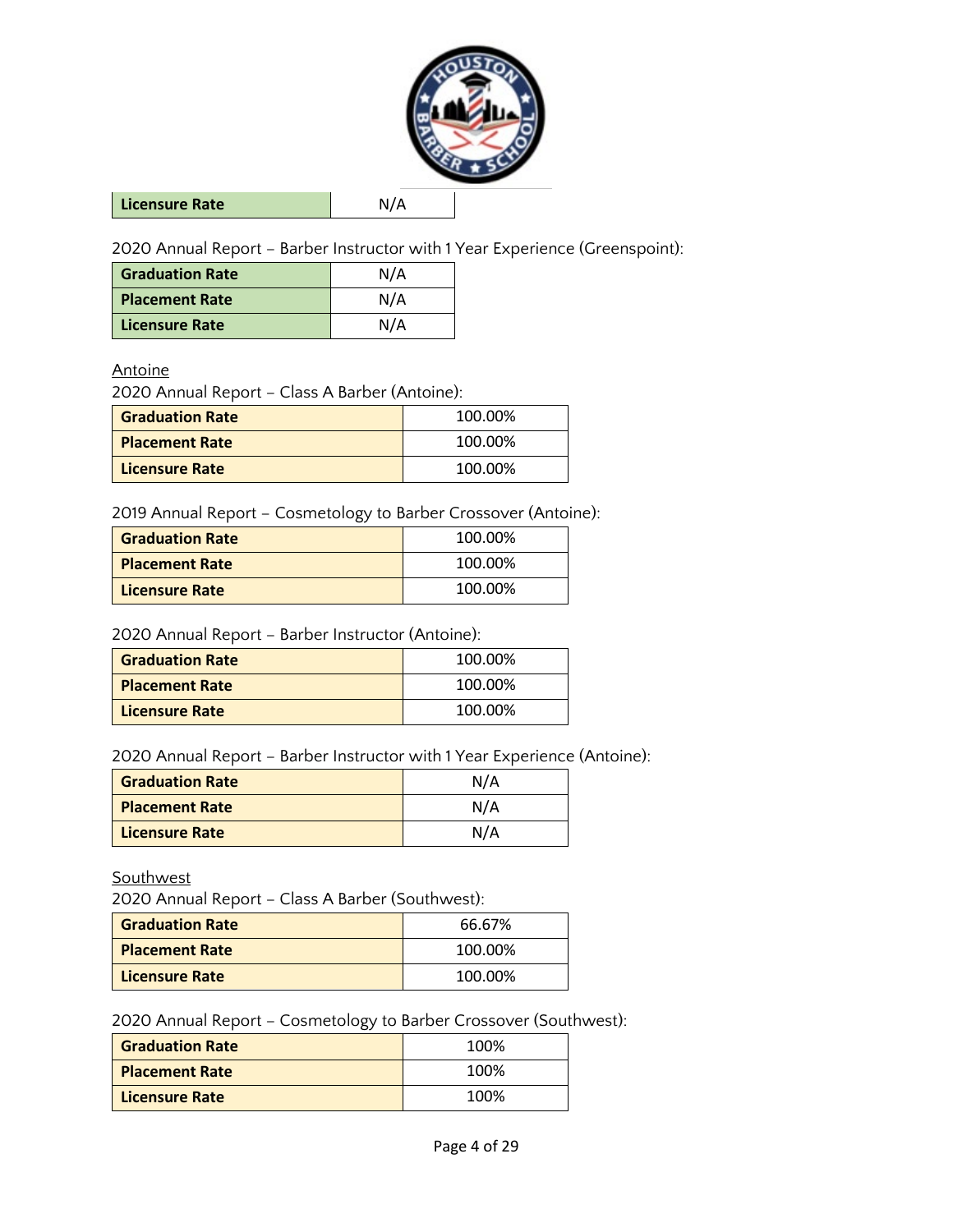| Licensure Rate | N/A |
|---|---|

2020 Annual Report – Barber Instructor with 1 Year Experience (Greenspoint):

| Graduation Rate | N/A |
|---|---|
| Placement Rate | N/A |
| Licensure Rate | N/A |

Antoine

2020 Annual Report – Class A Barber (Antoine):

| Graduation Rate | 100.00% |
|---|---|
| Placement Rate | 100.00% |
| Licensure Rate | 100.00% |

2019 Annual Report – Cosmetology to Barber Crossover (Antoine):

| Graduation Rate | 100.00% |
|---|---|
| Placement Rate | 100.00% |
| Licensure Rate | 100.00% |

2020 Annual Report – Barber Instructor (Antoine):

| Graduation Rate | 100.00% |
|---|---|
| Placement Rate | 100.00% |
| Licensure Rate | 100.00% |

2020 Annual Report – Barber Instructor with 1 Year Experience (Antoine):

| Graduation Rate | N/A |
|---|---|
| Placement Rate | N/A |
| Licensure Rate | N/A |

Southwest

2020 Annual Report – Class A Barber (Southwest):

| Graduation Rate | 66.67% |
|---|---|
| Placement Rate | 100.00% |
| Licensure Rate | 100.00% |

2020 Annual Report – Cosmetology to Barber Crossover (Southwest):

| Graduation Rate | 100% |
|---|---|
| Placement Rate | 100% |
| Licensure Rate | 100% |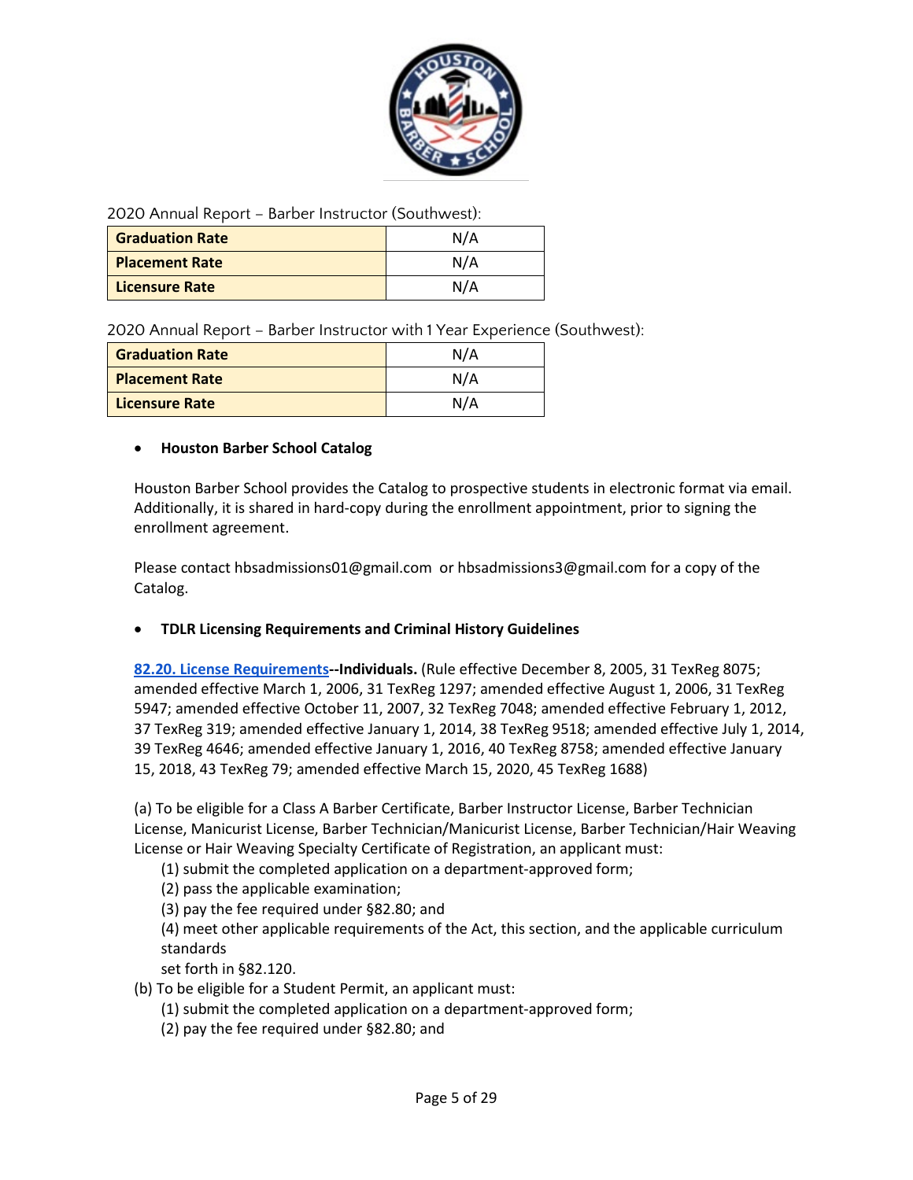2020 Annual Report – Barber Instructor (Southwest):

| Graduation Rate | N/A |
|---|---|
| Placement Rate | N/A |
| Licensure Rate | N/A |

2020 Annual Report – Barber Instructor with 1 Year Experience (Southwest):

| Graduation Rate | N/A |
|---|---|
| Placement Rate | N/A |
| Licensure Rate | N/A |

- **Houston Barber School Catalog**

Houston Barber School provides the Catalog to prospective students in electronic format via email. Additionally, it is shared in hard-copy during the enrollment appointment, prior to signing the enrollment agreement.

Please contact hbsadmissions01@gmail.com or hbsadmissions3@gmail.com for a copy of the Catalog.

- **TDLR Licensing Requirements and Criminal History Guidelines**

**82.20. License Requirements--Individuals.** (Rule effective December 8, 2005, 31 TexReg 8075; amended effective March 1, 2006, 31 TexReg 1297; amended effective August 1, 2006, 31 TexReg 5947; amended effective October 11, 2007, 32 TexReg 7048; amended effective February 1, 2012, 37 TexReg 319; amended effective January 1, 2014, 38 TexReg 9518; amended effective July 1, 2014, 39 TexReg 4646; amended effective January 1, 2016, 40 TexReg 8758; amended effective January 15, 2018, 43 TexReg 79; amended effective March 15, 2020, 45 TexReg 1688)

(a) To be eligible for a Class A Barber Certificate, Barber Instructor License, Barber Technician License, Manicurist License, Barber Technician/Manicurist License, Barber Technician/Hair Weaving License or Hair Weaving Specialty Certificate of Registration, an applicant must:

(1) submit the completed application on a department-approved form;
(2) pass the applicable examination;
(3) pay the fee required under §82.80; and
(4) meet other applicable requirements of the Act, this section, and the applicable curriculum standards
set forth in §82.120.

(b) To be eligible for a Student Permit, an applicant must:

(1) submit the completed application on a department-approved form;
(2) pay the fee required under §82.80; and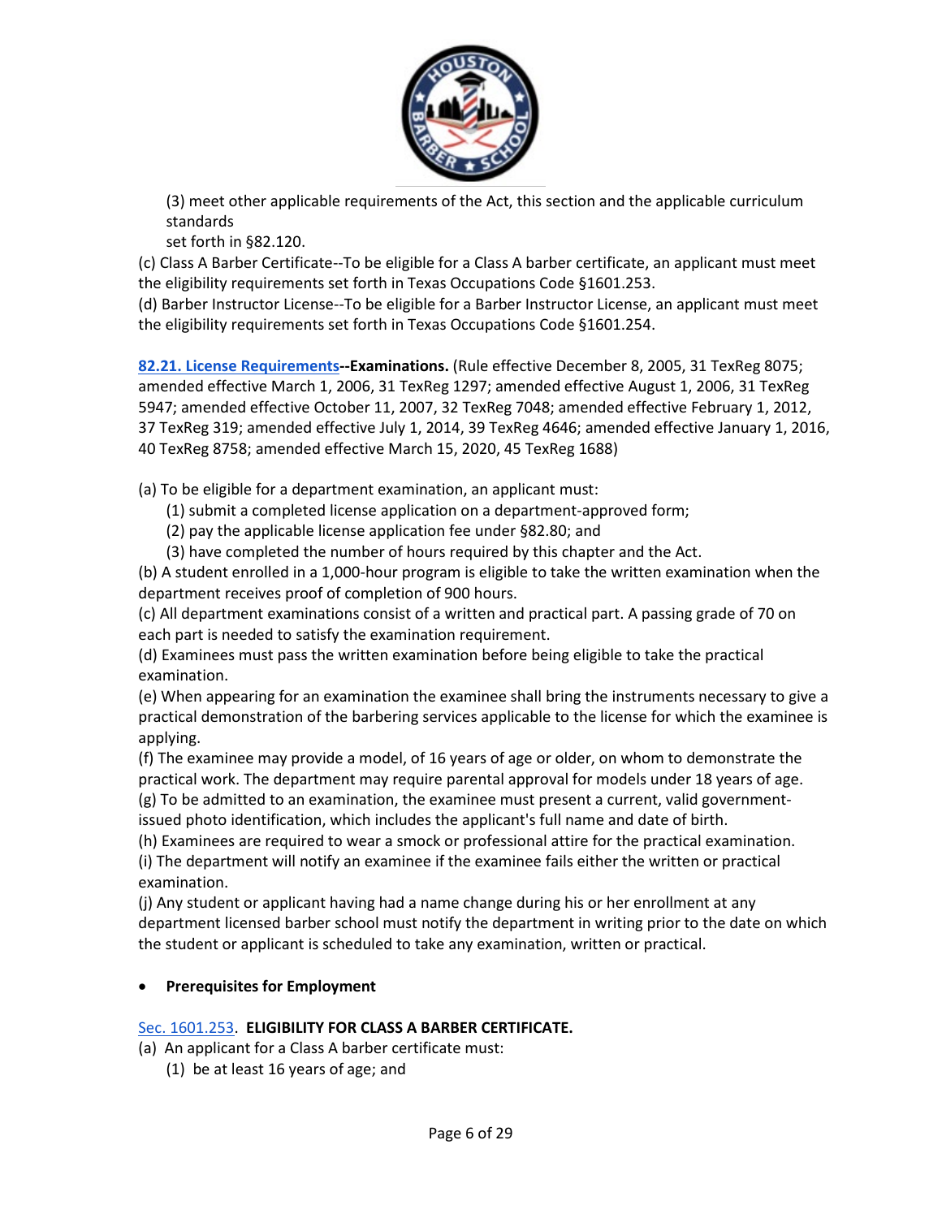(3) meet other applicable requirements of the Act, this section and the applicable curriculum standards
set forth in §82.120.

(c) Class A Barber Certificate--To be eligible for a Class A barber certificate, an applicant must meet the eligibility requirements set forth in Texas Occupations Code §1601.253.

(d) Barber Instructor License--To be eligible for a Barber Instructor License, an applicant must meet the eligibility requirements set forth in Texas Occupations Code §1601.254.

**82.21. License Requirements--Examinations.** (Rule effective December 8, 2005, 31 TexReg 8075; amended effective March 1, 2006, 31 TexReg 1297; amended effective August 1, 2006, 31 TexReg 5947; amended effective October 11, 2007, 32 TexReg 7048; amended effective February 1, 2012, 37 TexReg 319; amended effective July 1, 2014, 39 TexReg 4646; amended effective January 1, 2016, 40 TexReg 8758; amended effective March 15, 2020, 45 TexReg 1688)

(a) To be eligible for a department examination, an applicant must:
   (1) submit a completed license application on a department-approved form;
   (2) pay the applicable license application fee under §82.80; and
   (3) have completed the number of hours required by this chapter and the Act.

(b) A student enrolled in a 1,000-hour program is eligible to take the written examination when the department receives proof of completion of 900 hours.

(c) All department examinations consist of a written and practical part. A passing grade of 70 on each part is needed to satisfy the examination requirement.

(d) Examinees must pass the written examination before being eligible to take the practical examination.

(e) When appearing for an examination the examinee shall bring the instruments necessary to give a practical demonstration of the barbering services applicable to the license for which the examinee is applying.

(f) The examinee may provide a model, of 16 years of age or older, on whom to demonstrate the practical work. The department may require parental approval for models under 18 years of age.

(g) To be admitted to an examination, the examinee must present a current, valid government-issued photo identification, which includes the applicant's full name and date of birth.

(h) Examinees are required to wear a smock or professional attire for the practical examination.

(i) The department will notify an examinee if the examinee fails either the written or practical examination.

(j) Any student or applicant having had a name change during his or her enrollment at any department licensed barber school must notify the department in writing prior to the date on which the student or applicant is scheduled to take any examination, written or practical.

- **Prerequisites for Employment**

Sec. 1601.253. **ELIGIBILITY FOR CLASS A BARBER CERTIFICATE.**

(a) An applicant for a Class A barber certificate must:
   (1) be at least 16 years of age; and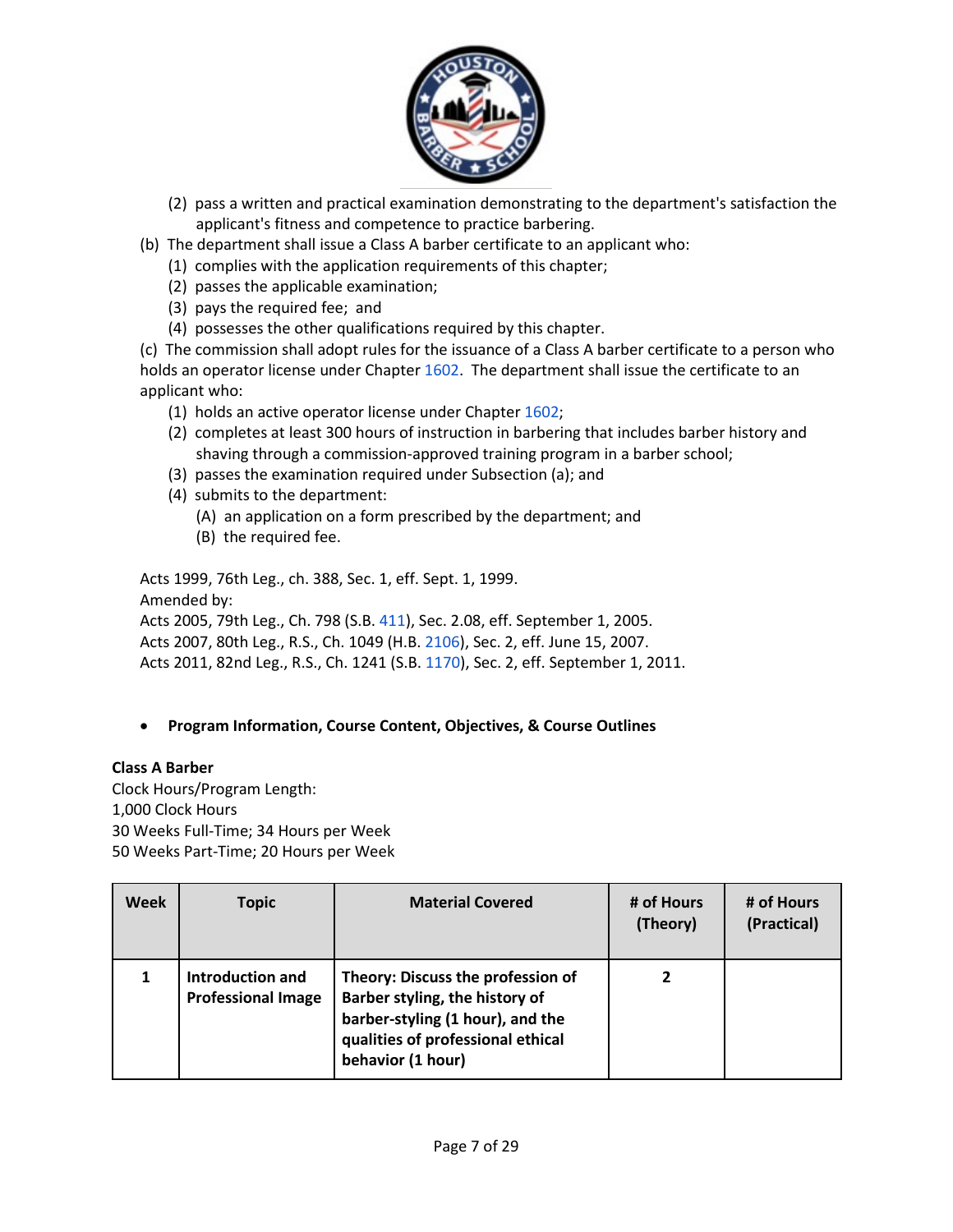(2) pass a written and practical examination demonstrating to the department's satisfaction the applicant's fitness and competence to practice barbering.

(b) The department shall issue a Class A barber certificate to an applicant who:

(1) complies with the application requirements of this chapter;

(2) passes the applicable examination;

(3) pays the required fee; and

(4) possesses the other qualifications required by this chapter.

(c) The commission shall adopt rules for the issuance of a Class A barber certificate to a person who holds an operator license under Chapter 1602. The department shall issue the certificate to an applicant who:

(1) holds an active operator license under Chapter 1602;

(2) completes at least 300 hours of instruction in barbering that includes barber history and shaving through a commission-approved training program in a barber school;

(3) passes the examination required under Subsection (a); and

(4) submits to the department:

(A) an application on a form prescribed by the department; and

(B) the required fee.

Acts 1999, 76th Leg., ch. 388, Sec. 1, eff. Sept. 1, 1999.
Amended by:
Acts 2005, 79th Leg., Ch. 798 (S.B. 411), Sec. 2.08, eff. September 1, 2005.
Acts 2007, 80th Leg., R.S., Ch. 1049 (H.B. 2106), Sec. 2, eff. June 15, 2007.
Acts 2011, 82nd Leg., R.S., Ch. 1241 (S.B. 1170), Sec. 2, eff. September 1, 2011.

- **Program Information, Course Content, Objectives, & Course Outlines**

**Class A Barber**
Clock Hours/Program Length:
1,000 Clock Hours
30 Weeks Full-Time; 34 Hours per Week
50 Weeks Part-Time; 20 Hours per Week

| Week | Topic | Material Covered | # of Hours (Theory) | # of Hours (Practical) |
|---|---|---|---|---|
| **1** | **Introduction and Professional Image** | **Theory: Discuss the profession of Barber styling, the history of barber-styling (1 hour), and the qualities of professional ethical behavior (1 hour)** | **2** | |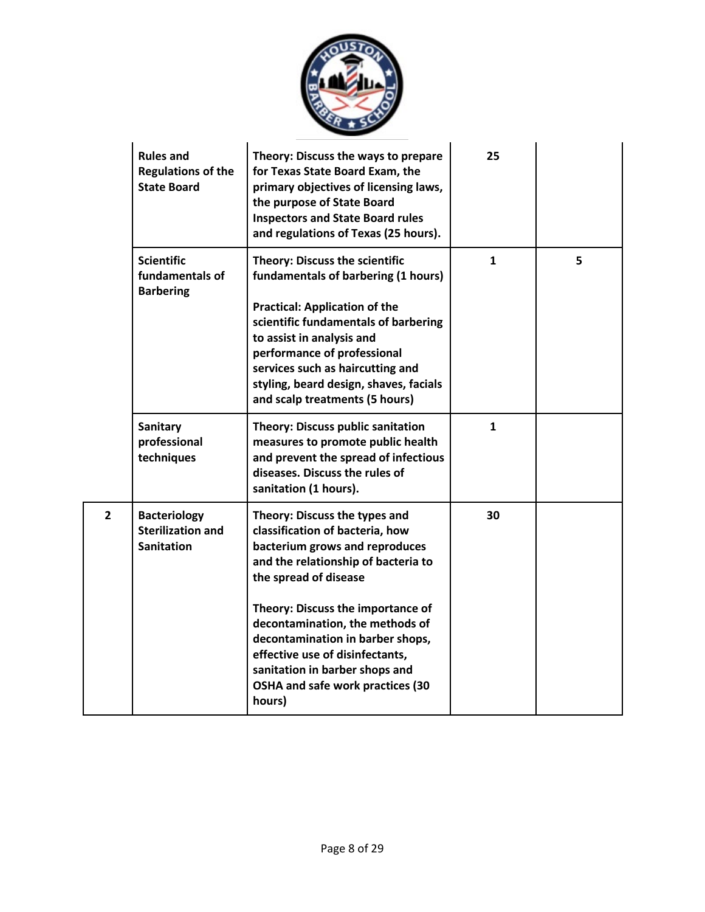| | | | | |
|---|---|---|---|---|
| | **Rules and Regulations of the State Board** | **Theory: Discuss the ways to prepare for Texas State Board Exam, the primary objectives of licensing laws, the purpose of State Board Inspectors and State Board rules and regulations of Texas (25 hours).** | **25** | |
| | **Scientific fundamentals of Barbering** | **Theory: Discuss the scientific fundamentals of barbering (1 hours)**<br><br>**Practical: Application of the scientific fundamentals of barbering to assist in analysis and performance of professional services such as haircutting and styling, beard design, shaves, facials and scalp treatments (5 hours)** | **1** | **5** |
| | **Sanitary professional techniques** | **Theory: Discuss public sanitation measures to promote public health and prevent the spread of infectious diseases. Discuss the rules of sanitation (1 hours).** | **1** | |
| **2** | **Bacteriology Sterilization and Sanitation** | **Theory: Discuss the types and classification of bacteria, how bacterium grows and reproduces and the relationship of bacteria to the spread of disease**<br><br>**Theory: Discuss the importance of decontamination, the methods of decontamination in barber shops, effective use of disinfectants, sanitation in barber shops and OSHA and safe work practices (30 hours)** | **30** | |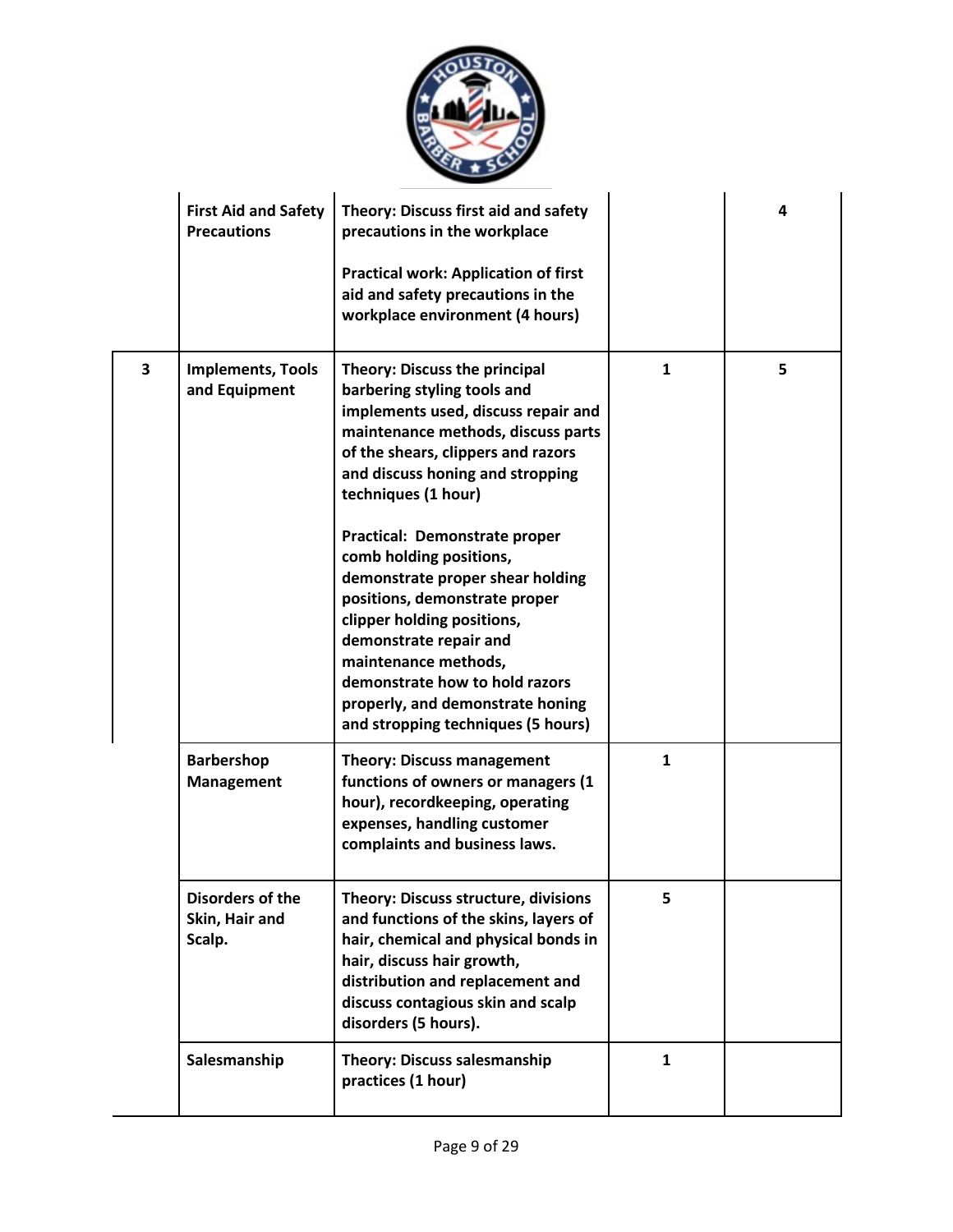| | | | | |
|---|---|---|---|---|
| | **First Aid and Safety Precautions** | **Theory: Discuss first aid and safety precautions in the workplace**<br><br>**Practical work: Application of first aid and safety precautions in the workplace environment (4 hours)** | | **4** |
| **3** | **Implements, Tools and Equipment** | **Theory: Discuss the principal barbering styling tools and implements used, discuss repair and maintenance methods, discuss parts of the shears, clippers and razors and discuss honing and stropping techniques (1 hour)**<br><br>**Practical: Demonstrate proper comb holding positions, demonstrate proper shear holding positions, demonstrate proper clipper holding positions, demonstrate repair and maintenance methods, demonstrate how to hold razors properly, and demonstrate honing and stropping techniques (5 hours)** | **1** | **5** |
| | **Barbershop Management** | **Theory: Discuss management functions of owners or managers (1 hour), recordkeeping, operating expenses, handling customer complaints and business laws.** | **1** | |
| | **Disorders of the Skin, Hair and Scalp.** | **Theory: Discuss structure, divisions and functions of the skins, layers of hair, chemical and physical bonds in hair, discuss hair growth, distribution and replacement and discuss contagious skin and scalp disorders (5 hours).** | **5** | |
| | **Salesmanship** | **Theory: Discuss salesmanship practices (1 hour)** | **1** | |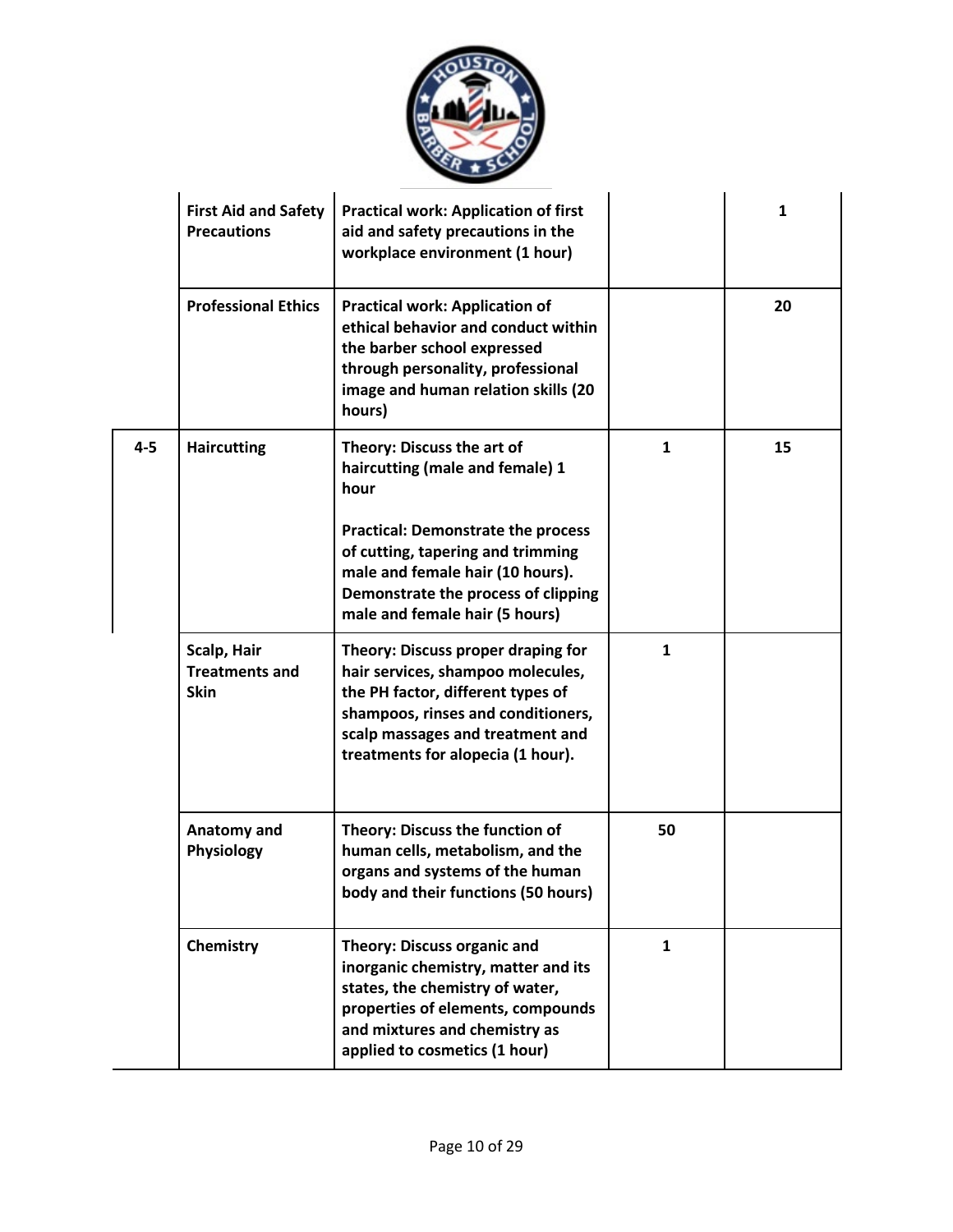| | | | | |
|---|---|---|---|---|
| | **First Aid and Safety Precautions** | **Practical work: Application of first aid and safety precautions in the workplace environment (1 hour)** | | **1** |
| | **Professional Ethics** | **Practical work: Application of ethical behavior and conduct within the barber school expressed through personality, professional image and human relation skills (20 hours)** | | **20** |
| **4-5** | **Haircutting** | **Theory: Discuss the art of haircutting (male and female) 1 hour**<br><br>**Practical: Demonstrate the process of cutting, tapering and trimming male and female hair (10 hours). Demonstrate the process of clipping male and female hair (5 hours)** | **1** | **15** |
| | **Scalp, Hair Treatments and Skin** | **Theory: Discuss proper draping for hair services, shampoo molecules, the PH factor, different types of shampoos, rinses and conditioners, scalp massages and treatment and treatments for alopecia (1 hour).** | **1** | |
| | **Anatomy and Physiology** | **Theory: Discuss the function of human cells, metabolism, and the organs and systems of the human body and their functions (50 hours)** | **50** | |
| | **Chemistry** | **Theory: Discuss organic and inorganic chemistry, matter and its states, the chemistry of water, properties of elements, compounds and mixtures and chemistry as applied to cosmetics (1 hour)** | **1** | |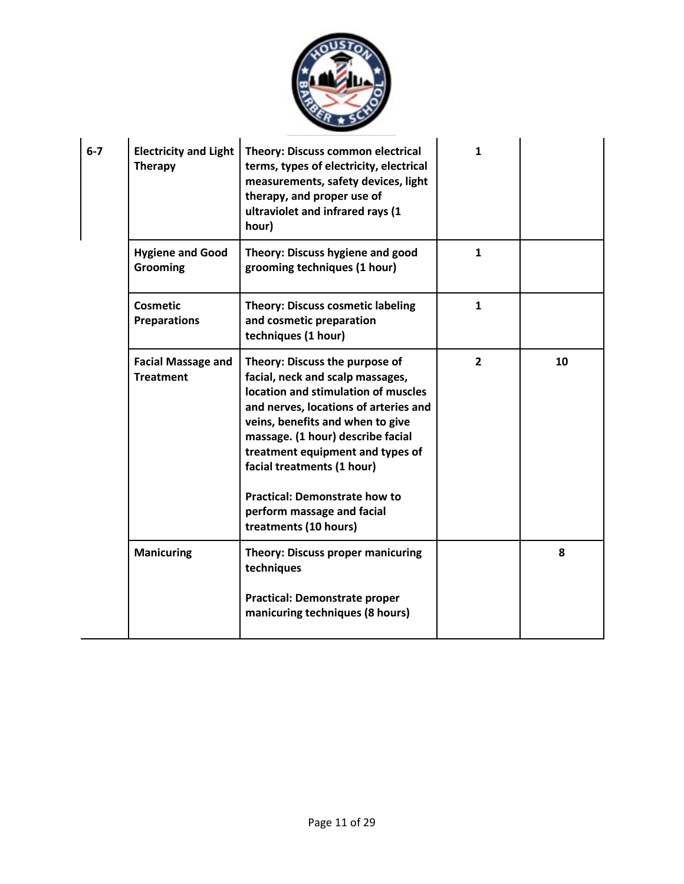| | | | | |
|---|---|---|---|---|
| **6-7** | **Electricity and Light Therapy** | **Theory: Discuss common electrical terms, types of electricity, electrical measurements, safety devices, light therapy, and proper use of ultraviolet and infrared rays (1 hour)** | **1** | |
| | **Hygiene and Good Grooming** | **Theory: Discuss hygiene and good grooming techniques (1 hour)** | **1** | |
| | **Cosmetic Preparations** | **Theory: Discuss cosmetic labeling and cosmetic preparation techniques (1 hour)** | **1** | |
| | **Facial Massage and Treatment** | **Theory: Discuss the purpose of facial, neck and scalp massages, location and stimulation of muscles and nerves, locations of arteries and veins, benefits and when to give massage. (1 hour) describe facial treatment equipment and types of facial treatments (1 hour)**<br><br>**Practical: Demonstrate how to perform massage and facial treatments (10 hours)** | **2** | **10** |
| | **Manicuring** | **Theory: Discuss proper manicuring techniques**<br><br>**Practical: Demonstrate proper manicuring techniques (8 hours)** | | **8** |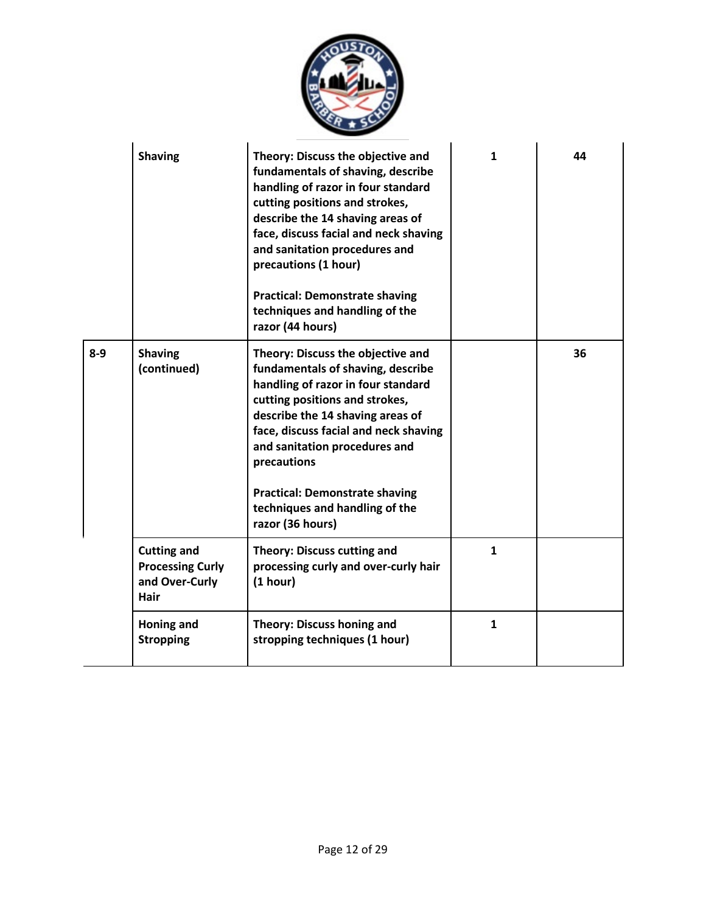|  |  |  |  |  |
|---|---|---|---|---|
|  | **Shaving** | **Theory: Discuss the objective and fundamentals of shaving, describe handling of razor in four standard cutting positions and strokes, describe the 14 shaving areas of face, discuss facial and neck shaving and sanitation procedures and precautions (1 hour)**<br><br>**Practical: Demonstrate shaving techniques and handling of the razor (44 hours)** | **1** | **44** |
| **8-9** | **Shaving (continued)** | **Theory: Discuss the objective and fundamentals of shaving, describe handling of razor in four standard cutting positions and strokes, describe the 14 shaving areas of face, discuss facial and neck shaving and sanitation procedures and precautions**<br><br>**Practical: Demonstrate shaving techniques and handling of the razor (36 hours)** |  | **36** |
|  | **Cutting and Processing Curly and Over-Curly Hair** | **Theory: Discuss cutting and processing curly and over-curly hair (1 hour)** | **1** |  |
|  | **Honing and Stropping** | **Theory: Discuss honing and stropping techniques (1 hour)** | **1** |  |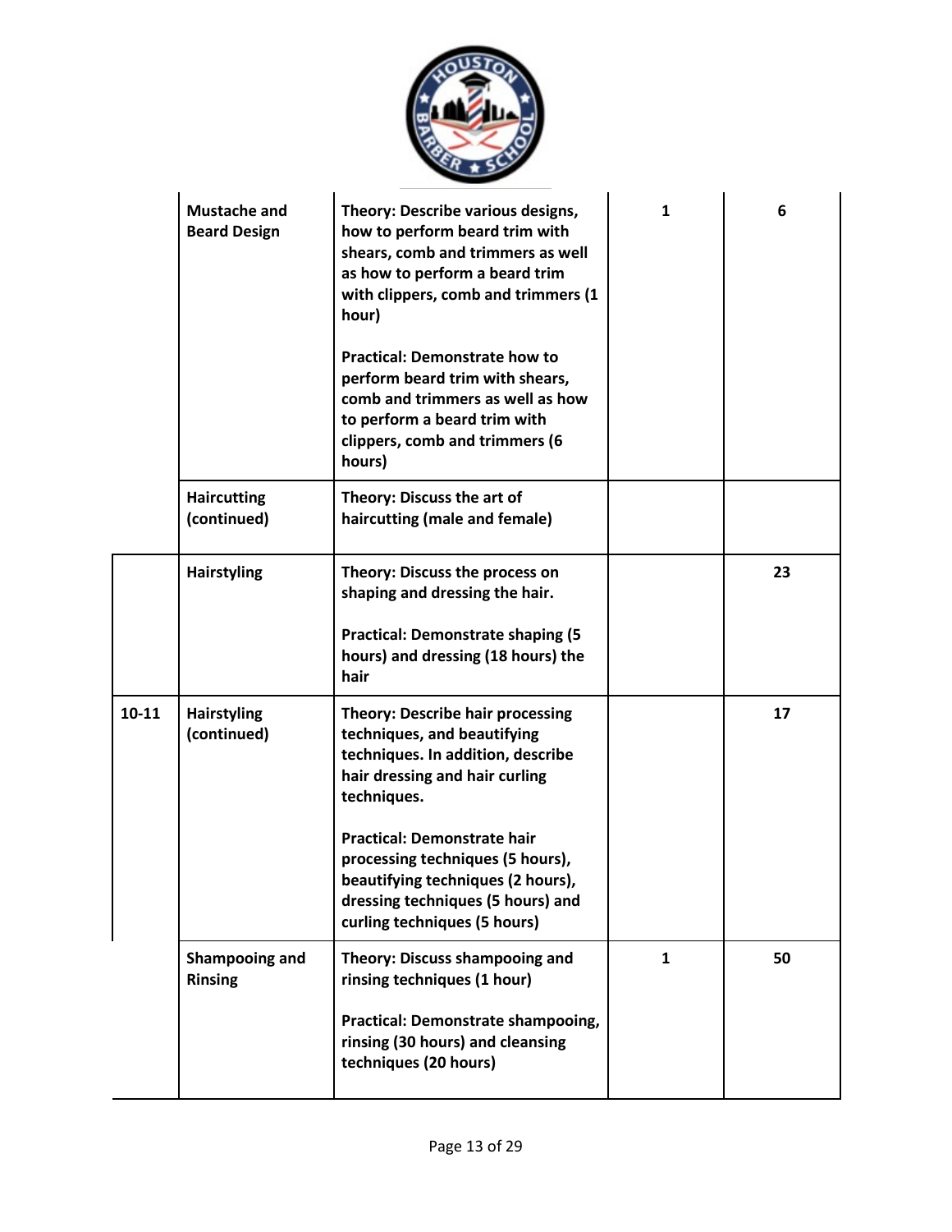| | | | | |
|---|---|---|---|---|
| | **Mustache and Beard Design** | **Theory: Describe various designs, how to perform beard trim with shears, comb and trimmers as well as how to perform a beard trim with clippers, comb and trimmers (1 hour)**<br><br>**Practical: Demonstrate how to perform beard trim with shears, comb and trimmers as well as how to perform a beard trim with clippers, comb and trimmers (6 hours)** | **1** | **6** |
| | **Haircutting (continued)** | **Theory: Discuss the art of haircutting (male and female)** | | |
| | **Hairstyling** | **Theory: Discuss the process on shaping and dressing the hair.**<br><br>**Practical: Demonstrate shaping (5 hours) and dressing (18 hours) the hair** | | **23** |
| **10-11** | **Hairstyling (continued)** | **Theory: Describe hair processing techniques, and beautifying techniques. In addition, describe hair dressing and hair curling techniques.**<br><br>**Practical: Demonstrate hair processing techniques (5 hours), beautifying techniques (2 hours), dressing techniques (5 hours) and curling techniques (5 hours)** | | **17** |
| | **Shampooing and Rinsing** | **Theory: Discuss shampooing and rinsing techniques (1 hour)**<br><br>**Practical: Demonstrate shampooing, rinsing (30 hours) and cleansing techniques (20 hours)** | **1** | **50** |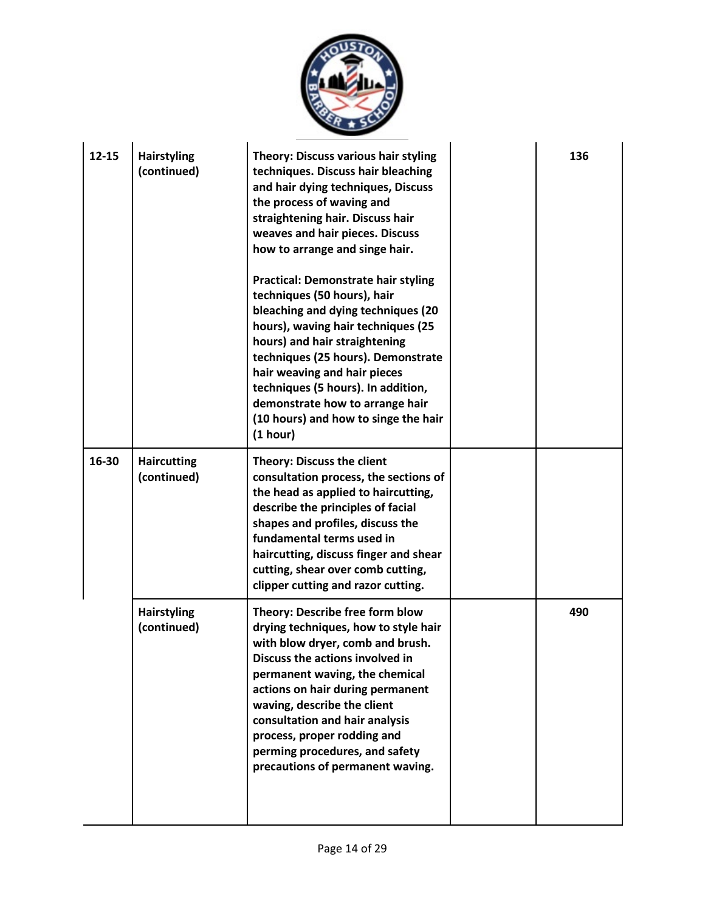| | | | | |
|---|---|---|---|---|
| 12-15 | **Hairstyling (continued)** | **Theory: Discuss various hair styling techniques. Discuss hair bleaching and hair dying techniques, Discuss the process of waving and straightening hair. Discuss hair weaves and hair pieces. Discuss how to arrange and singe hair.**<br><br>**Practical: Demonstrate hair styling techniques (50 hours), hair bleaching and dying techniques (20 hours), waving hair techniques (25 hours) and hair straightening techniques (25 hours). Demonstrate hair weaving and hair pieces techniques (5 hours). In addition, demonstrate how to arrange hair (10 hours) and how to singe the hair (1 hour)** | | **136** |
| 16-30 | **Haircutting (continued)** | **Theory: Discuss the client consultation process, the sections of the head as applied to haircutting, describe the principles of facial shapes and profiles, discuss the fundamental terms used in haircutting, discuss finger and shear cutting, shear over comb cutting, clipper cutting and razor cutting.** | | |
| | **Hairstyling (continued)** | **Theory: Describe free form blow drying techniques, how to style hair with blow dryer, comb and brush. Discuss the actions involved in permanent waving, the chemical actions on hair during permanent waving, describe the client consultation and hair analysis process, proper rodding and perming procedures, and safety precautions of permanent waving.** | | **490** |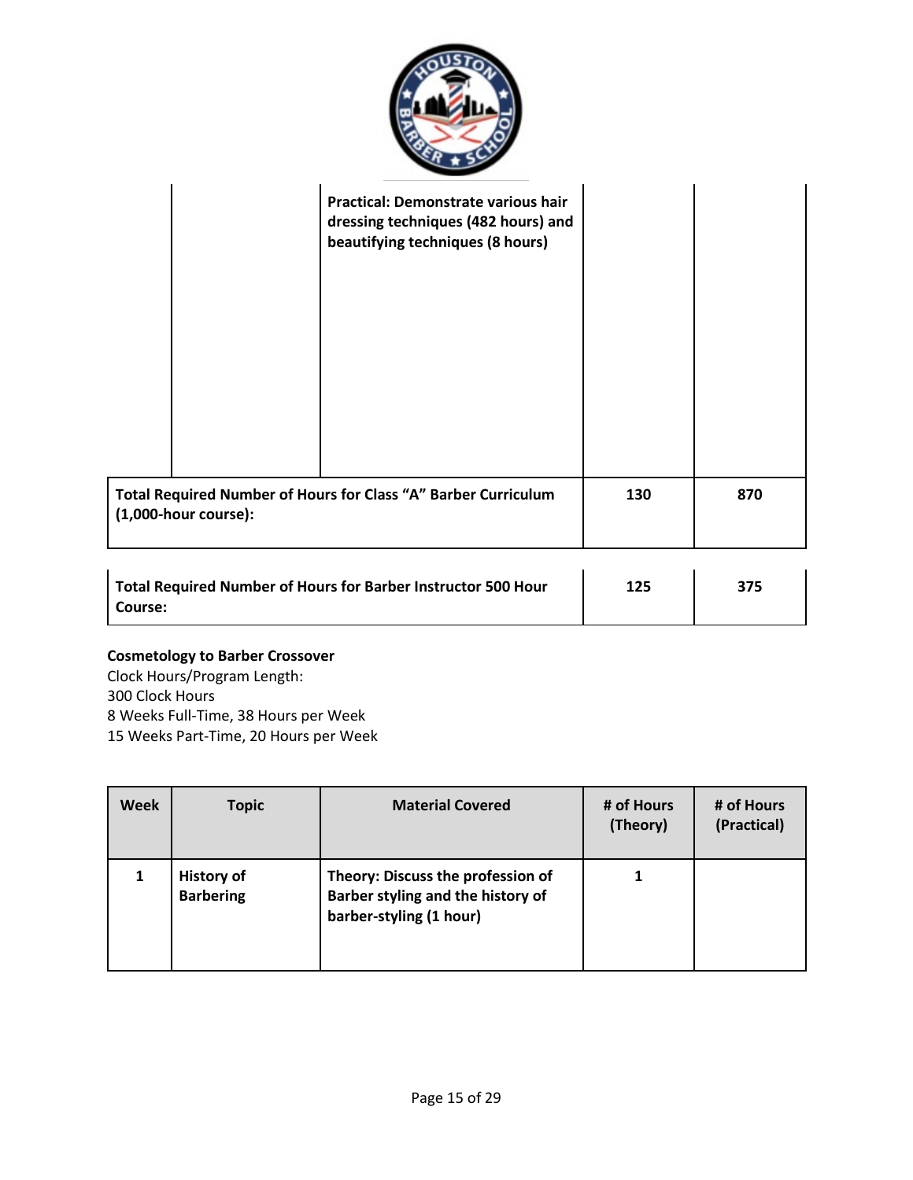| | | Practical: Demonstrate various hair dressing techniques (482 hours) and beautifying techniques (8 hours) | | |
|---|---|---|---|---|
| **Total Required Number of Hours for Class "A" Barber Curriculum (1,000-hour course):** | | | **130** | **870** |

| **Total Required Number of Hours for Barber Instructor 500 Hour Course:** | **125** | **375** |
|---|---|---|

**Cosmetology to Barber Crossover**
Clock Hours/Program Length:
300 Clock Hours
8 Weeks Full-Time, 38 Hours per Week
15 Weeks Part-Time, 20 Hours per Week

| Week | Topic | Material Covered | # of Hours (Theory) | # of Hours (Practical) |
|---|---|---|---|---|
| **1** | **History of Barbering** | **Theory: Discuss the profession of Barber styling and the history of barber-styling (1 hour)** | **1** | |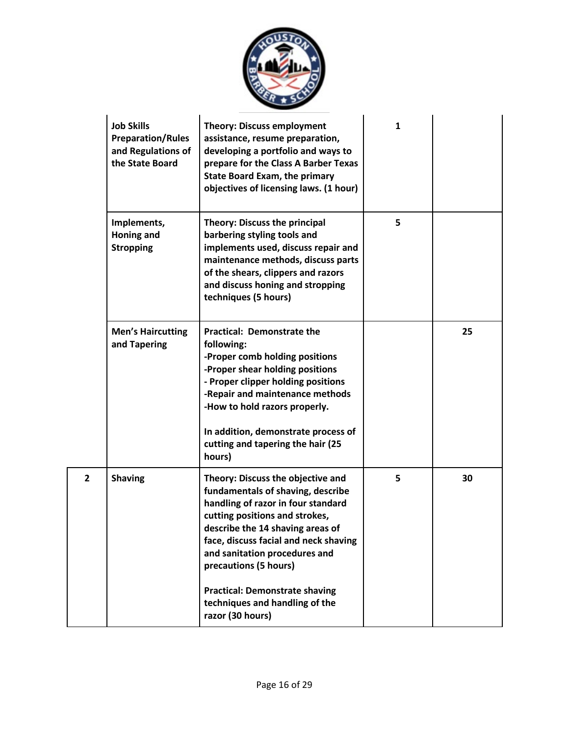| | | | | |
|---|---|---|---|---|
| | **Job Skills Preparation/Rules and Regulations of the State Board** | **Theory: Discuss employment assistance, resume preparation, developing a portfolio and ways to prepare for the Class A Barber Texas State Board Exam, the primary objectives of licensing laws. (1 hour)** | **1** | |
| | **Implements, Honing and Stropping** | **Theory: Discuss the principal barbering styling tools and implements used, discuss repair and maintenance methods, discuss parts of the shears, clippers and razors and discuss honing and stropping techniques (5 hours)** | **5** | |
| | **Men's Haircutting and Tapering** | **Practical: Demonstrate the following:**<br>**-Proper comb holding positions**<br>**-Proper shear holding positions**<br>**- Proper clipper holding positions**<br>**-Repair and maintenance methods**<br>**-How to hold razors properly.**<br><br>**In addition, demonstrate process of cutting and tapering the hair (25 hours)** | | **25** |
| **2** | **Shaving** | **Theory: Discuss the objective and fundamentals of shaving, describe handling of razor in four standard cutting positions and strokes, describe the 14 shaving areas of face, discuss facial and neck shaving and sanitation procedures and precautions (5 hours)**<br><br>**Practical: Demonstrate shaving techniques and handling of the razor (30 hours)** | **5** | **30** |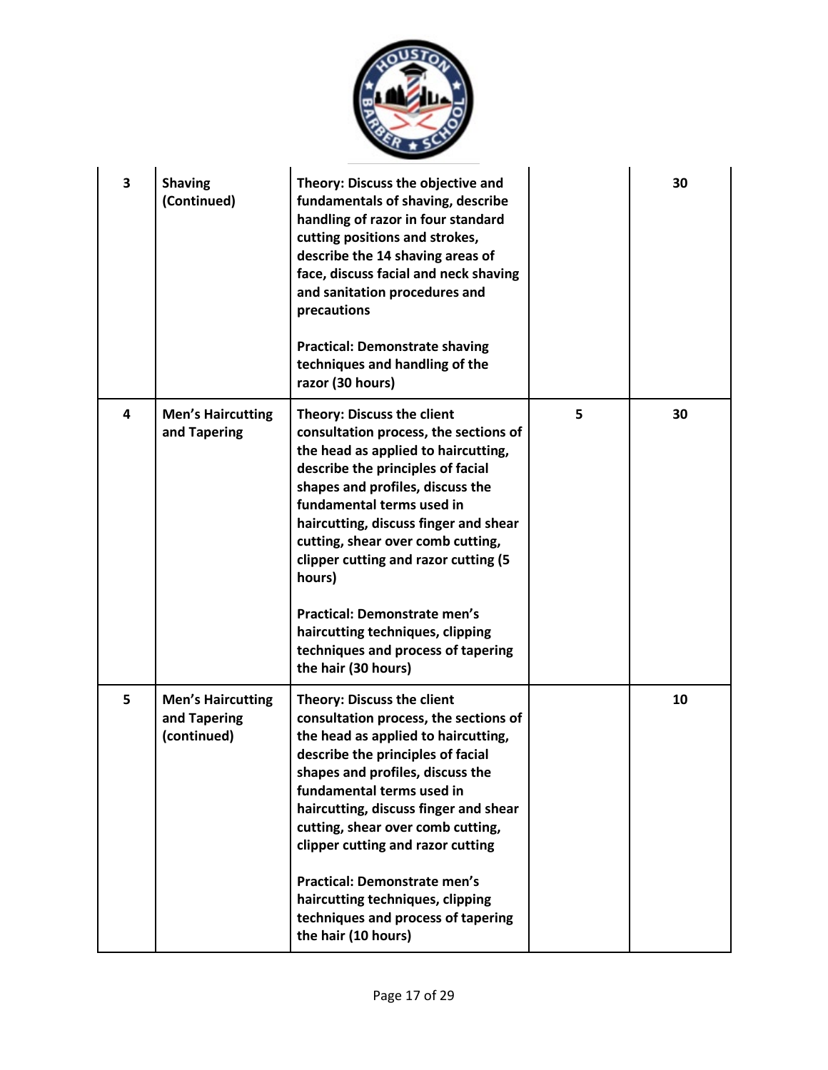| | | | | |
|---|---|---|---|---|
| **3** | **Shaving (Continued)** | **Theory: Discuss the objective and fundamentals of shaving, describe handling of razor in four standard cutting positions and strokes, describe the 14 shaving areas of face, discuss facial and neck shaving and sanitation procedures and precautions**<br><br>**Practical: Demonstrate shaving techniques and handling of the razor (30 hours)** | | **30** |
| **4** | **Men's Haircutting and Tapering** | **Theory: Discuss the client consultation process, the sections of the head as applied to haircutting, describe the principles of facial shapes and profiles, discuss the fundamental terms used in haircutting, discuss finger and shear cutting, shear over comb cutting, clipper cutting and razor cutting (5 hours)**<br><br>**Practical: Demonstrate men's haircutting techniques, clipping techniques and process of tapering the hair (30 hours)** | **5** | **30** |
| **5** | **Men's Haircutting and Tapering (continued)** | **Theory: Discuss the client consultation process, the sections of the head as applied to haircutting, describe the principles of facial shapes and profiles, discuss the fundamental terms used in haircutting, discuss finger and shear cutting, shear over comb cutting, clipper cutting and razor cutting**<br><br>**Practical: Demonstrate men's haircutting techniques, clipping techniques and process of tapering the hair (10 hours)** | | **10** |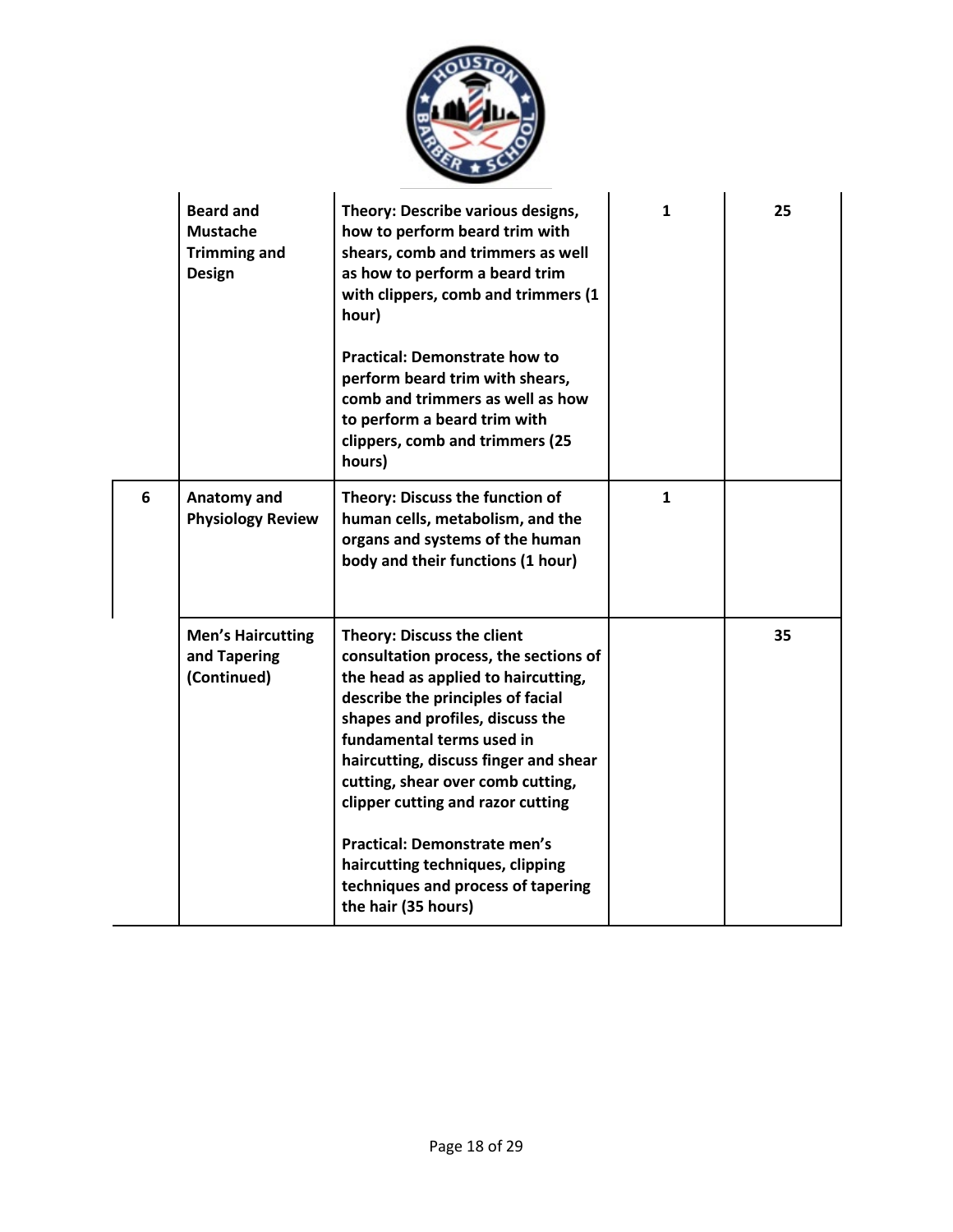| | | | | |
|---|---|---|---|---|
| | **Beard and Mustache Trimming and Design** | **Theory: Describe various designs, how to perform beard trim with shears, comb and trimmers as well as how to perform a beard trim with clippers, comb and trimmers (1 hour)**<br><br>**Practical: Demonstrate how to perform beard trim with shears, comb and trimmers as well as how to perform a beard trim with clippers, comb and trimmers (25 hours)** | **1** | **25** |
| **6** | **Anatomy and Physiology Review** | **Theory: Discuss the function of human cells, metabolism, and the organs and systems of the human body and their functions (1 hour)** | **1** | |
| | **Men's Haircutting and Tapering (Continued)** | **Theory: Discuss the client consultation process, the sections of the head as applied to haircutting, describe the principles of facial shapes and profiles, discuss the fundamental terms used in haircutting, discuss finger and shear cutting, shear over comb cutting, clipper cutting and razor cutting**<br><br>**Practical: Demonstrate men's haircutting techniques, clipping techniques and process of tapering the hair (35 hours)** | | **35** |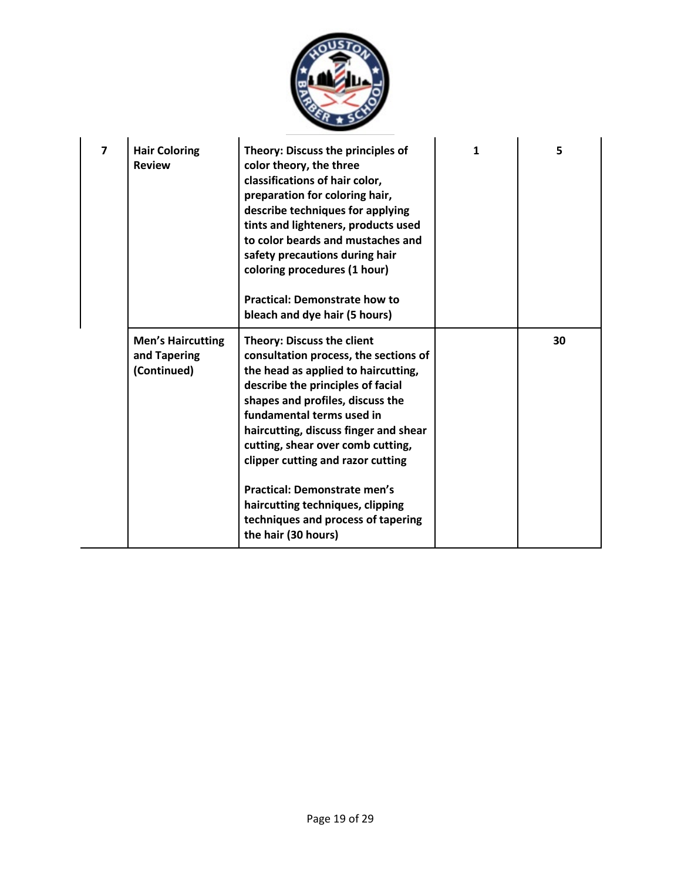| 7 | **Hair Coloring Review** | **Theory: Discuss the principles of color theory, the three classifications of hair color, preparation for coloring hair, describe techniques for applying tints and lighteners, products used to color beards and mustaches and safety precautions during hair coloring procedures (1 hour)**<br><br>**Practical: Demonstrate how to bleach and dye hair (5 hours)** | **1** | **5** |
|---|---|---|---|---|
| | **Men's Haircutting and Tapering (Continued)** | **Theory: Discuss the client consultation process, the sections of the head as applied to haircutting, describe the principles of facial shapes and profiles, discuss the fundamental terms used in haircutting, discuss finger and shear cutting, shear over comb cutting, clipper cutting and razor cutting**<br><br>**Practical: Demonstrate men's haircutting techniques, clipping techniques and process of tapering the hair (30 hours)** | | **30** |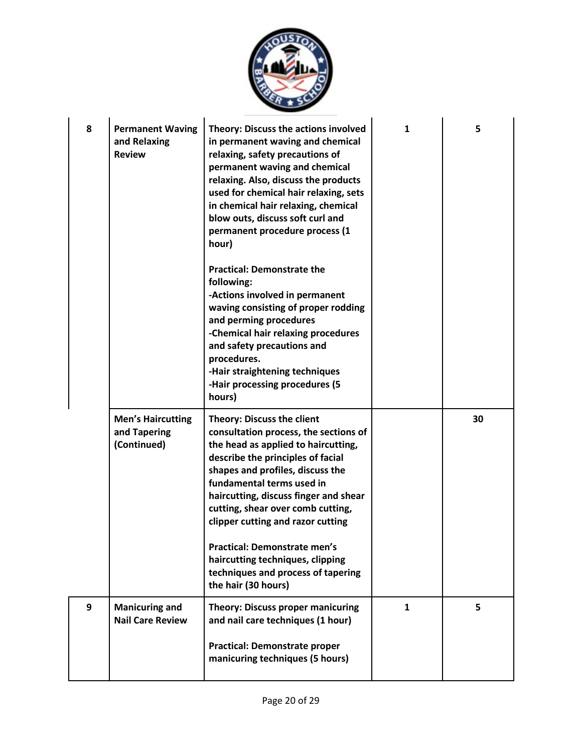| 8 | **Permanent Waving and Relaxing Review** | **Theory: Discuss the actions involved in permanent waving and chemical relaxing, safety precautions of permanent waving and chemical relaxing. Also, discuss the products used for chemical hair relaxing, sets in chemical hair relaxing, chemical blow outs, discuss soft curl and permanent procedure process (1 hour)**<br><br>**Practical: Demonstrate the following:**<br>**-Actions involved in permanent waving consisting of proper rodding and perming procedures**<br>**-Chemical hair relaxing procedures and safety precautions and procedures.**<br>**-Hair straightening techniques**<br>**-Hair processing procedures (5 hours)** | **1** | **5** |
|---|---|---|---|---|
| | **Men's Haircutting and Tapering (Continued)** | **Theory: Discuss the client consultation process, the sections of the head as applied to haircutting, describe the principles of facial shapes and profiles, discuss the fundamental terms used in haircutting, discuss finger and shear cutting, shear over comb cutting, clipper cutting and razor cutting**<br><br>**Practical: Demonstrate men's haircutting techniques, clipping techniques and process of tapering the hair (30 hours)** | | **30** |
| 9 | **Manicuring and Nail Care Review** | **Theory: Discuss proper manicuring and nail care techniques (1 hour)**<br><br>**Practical: Demonstrate proper manicuring techniques (5 hours)** | **1** | **5** |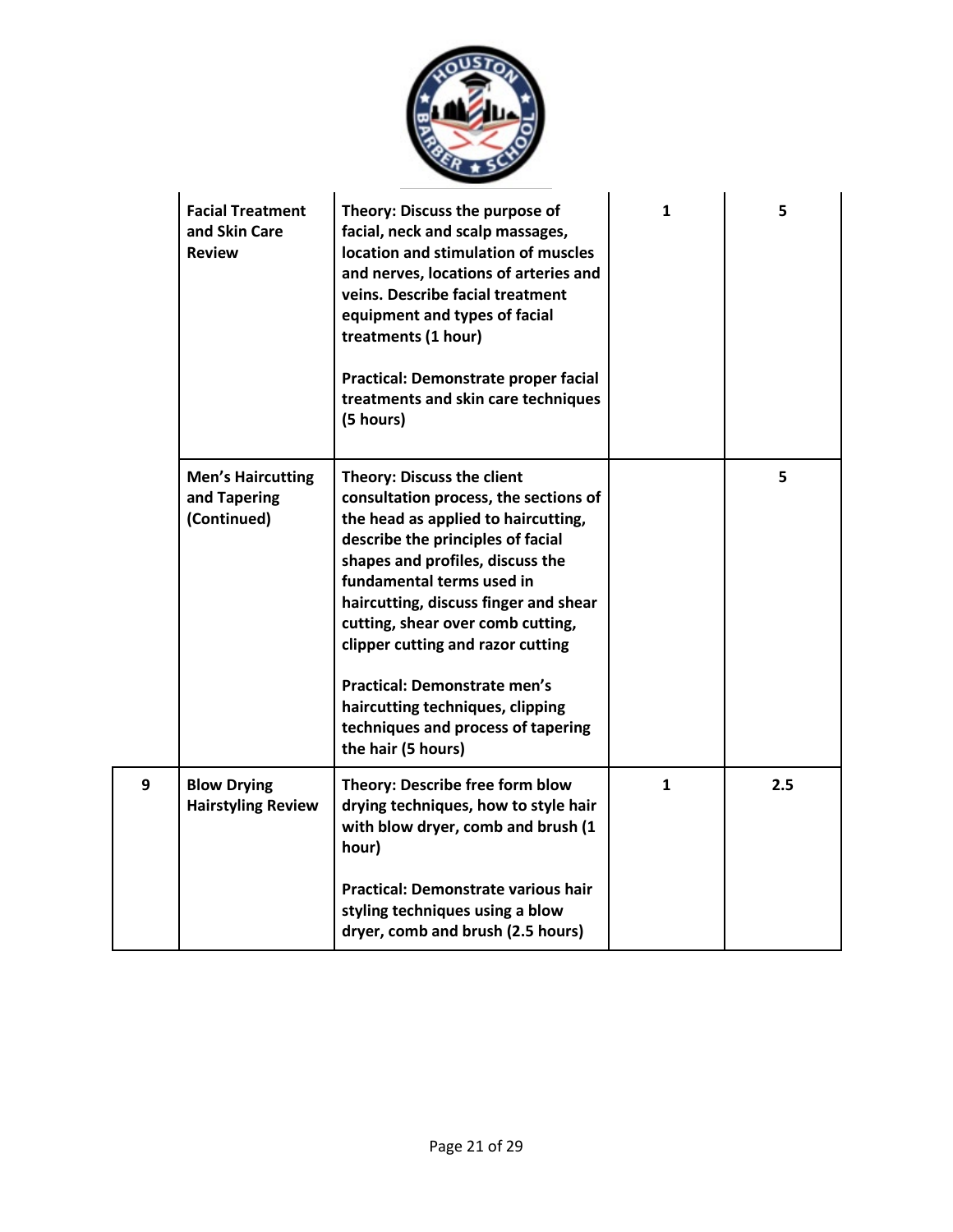| | | | | |
|---|---|---|---|---|
| | **Facial Treatment and Skin Care Review** | **Theory: Discuss the purpose of facial, neck and scalp massages, location and stimulation of muscles and nerves, locations of arteries and veins. Describe facial treatment equipment and types of facial treatments (1 hour)**<br><br>**Practical: Demonstrate proper facial treatments and skin care techniques (5 hours)** | **1** | **5** |
| | **Men's Haircutting and Tapering (Continued)** | **Theory: Discuss the client consultation process, the sections of the head as applied to haircutting, describe the principles of facial shapes and profiles, discuss the fundamental terms used in haircutting, discuss finger and shear cutting, shear over comb cutting, clipper cutting and razor cutting**<br><br>**Practical: Demonstrate men's haircutting techniques, clipping techniques and process of tapering the hair (5 hours)** | | **5** |
| **9** | **Blow Drying Hairstyling Review** | **Theory: Describe free form blow drying techniques, how to style hair with blow dryer, comb and brush (1 hour)**<br><br>**Practical: Demonstrate various hair styling techniques using a blow dryer, comb and brush (2.5 hours)** | **1** | **2.5** |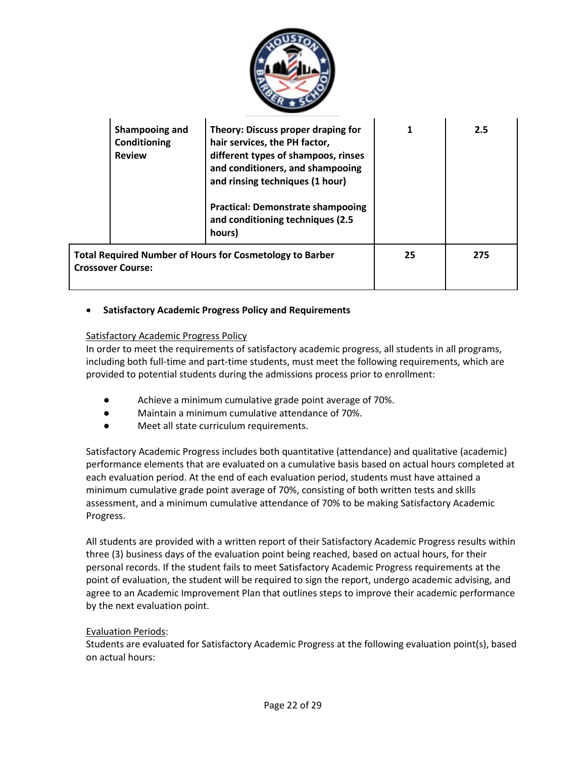| | | | | |
|---|---|---|---|---|
| | **Shampooing and Conditioning Review** | **Theory: Discuss proper draping for hair services, the PH factor, different types of shampoos, rinses and conditioners, and shampooing and rinsing techniques (1 hour)**<br><br>**Practical: Demonstrate shampooing and conditioning techniques (2.5 hours)** | **1** | **2.5** |
| **Total Required Number of Hours for Cosmetology to Barber Crossover Course:** | | | **25** | **275** |

- **Satisfactory Academic Progress Policy and Requirements**

<u>Satisfactory Academic Progress Policy</u>

In order to meet the requirements of satisfactory academic progress, all students in all programs, including both full-time and part-time students, must meet the following requirements, which are provided to potential students during the admissions process prior to enrollment:

- Achieve a minimum cumulative grade point average of 70%.
- Maintain a minimum cumulative attendance of 70%.
- Meet all state curriculum requirements.

Satisfactory Academic Progress includes both quantitative (attendance) and qualitative (academic) performance elements that are evaluated on a cumulative basis based on actual hours completed at each evaluation period. At the end of each evaluation period, students must have attained a minimum cumulative grade point average of 70%, consisting of both written tests and skills assessment, and a minimum cumulative attendance of 70% to be making Satisfactory Academic Progress.

All students are provided with a written report of their Satisfactory Academic Progress results within three (3) business days of the evaluation point being reached, based on actual hours, for their personal records. If the student fails to meet Satisfactory Academic Progress requirements at the point of evaluation, the student will be required to sign the report, undergo academic advising, and agree to an Academic Improvement Plan that outlines steps to improve their academic performance by the next evaluation point.

<u>Evaluation Periods</u>:

Students are evaluated for Satisfactory Academic Progress at the following evaluation point(s), based on actual hours: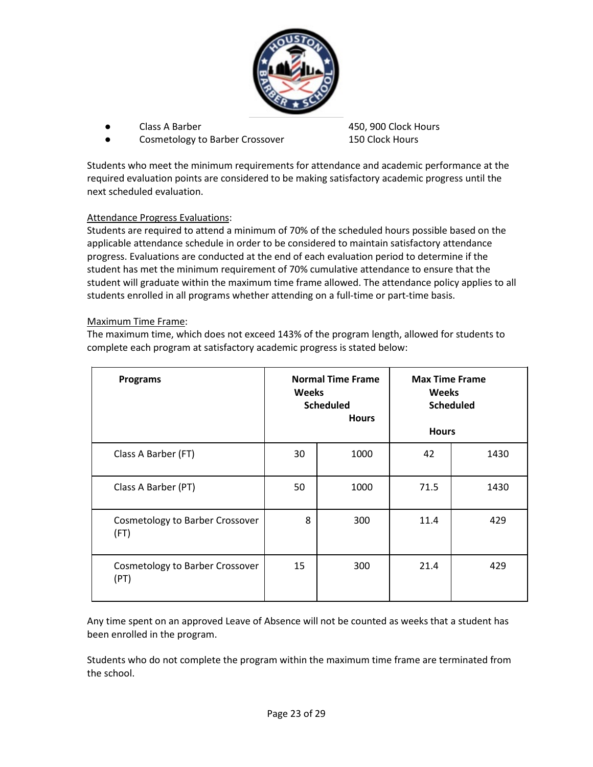- Class A Barber 450, 900 Clock Hours
- Cosmetology to Barber Crossover 150 Clock Hours

Students who meet the minimum requirements for attendance and academic performance at the required evaluation points are considered to be making satisfactory academic progress until the next scheduled evaluation.

Attendance Progress Evaluations:
Students are required to attend a minimum of 70% of the scheduled hours possible based on the applicable attendance schedule in order to be considered to maintain satisfactory attendance progress. Evaluations are conducted at the end of each evaluation period to determine if the student has met the minimum requirement of 70% cumulative attendance to ensure that the student will graduate within the maximum time frame allowed. The attendance policy applies to all students enrolled in all programs whether attending on a full-time or part-time basis.

Maximum Time Frame:
The maximum time, which does not exceed 143% of the program length, allowed for students to complete each program at satisfactory academic progress is stated below:

| **Programs** | **Normal Time Frame Weeks** | **Scheduled Hours** | **Max Time Frame Weeks** | **Scheduled Hours** |
|---|---|---|---|---|
| Class A Barber (FT) | 30 | 1000 | 42 | 1430 |
| Class A Barber (PT) | 50 | 1000 | 71.5 | 1430 |
| Cosmetology to Barber Crossover (FT) | 8 | 300 | 11.4 | 429 |
| Cosmetology to Barber Crossover (PT) | 15 | 300 | 21.4 | 429 |

Any time spent on an approved Leave of Absence will not be counted as weeks that a student has been enrolled in the program.

Students who do not complete the program within the maximum time frame are terminated from the school.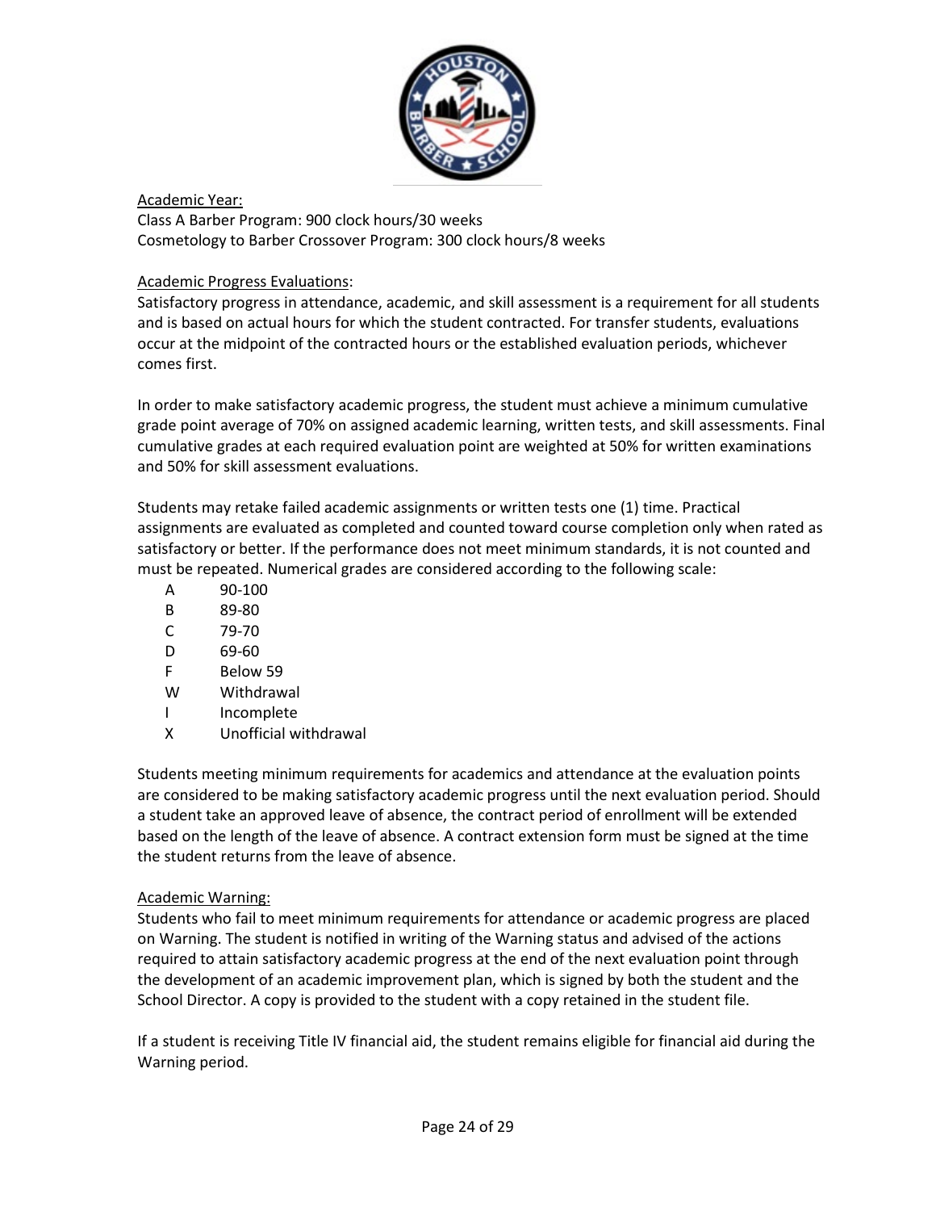## Academic Year:

Class A Barber Program: 900 clock hours/30 weeks
Cosmetology to Barber Crossover Program: 300 clock hours/8 weeks

## Academic Progress Evaluations:

Satisfactory progress in attendance, academic, and skill assessment is a requirement for all students and is based on actual hours for which the student contracted. For transfer students, evaluations occur at the midpoint of the contracted hours or the established evaluation periods, whichever comes first.

In order to make satisfactory academic progress, the student must achieve a minimum cumulative grade point average of 70% on assigned academic learning, written tests, and skill assessments. Final cumulative grades at each required evaluation point are weighted at 50% for written examinations and 50% for skill assessment evaluations.

Students may retake failed academic assignments or written tests one (1) time. Practical assignments are evaluated as completed and counted toward course completion only when rated as satisfactory or better. If the performance does not meet minimum standards, it is not counted and must be repeated. Numerical grades are considered according to the following scale:

| | |
|---|---|
| A | 90-100 |
| B | 89-80 |
| C | 79-70 |
| D | 69-60 |
| F | Below 59 |
| W | Withdrawal |
| I | Incomplete |
| X | Unofficial withdrawal |

Students meeting minimum requirements for academics and attendance at the evaluation points are considered to be making satisfactory academic progress until the next evaluation period. Should a student take an approved leave of absence, the contract period of enrollment will be extended based on the length of the leave of absence. A contract extension form must be signed at the time the student returns from the leave of absence.

## Academic Warning:

Students who fail to meet minimum requirements for attendance or academic progress are placed on Warning. The student is notified in writing of the Warning status and advised of the actions required to attain satisfactory academic progress at the end of the next evaluation point through the development of an academic improvement plan, which is signed by both the student and the School Director. A copy is provided to the student with a copy retained in the student file.

If a student is receiving Title IV financial aid, the student remains eligible for financial aid during the Warning period.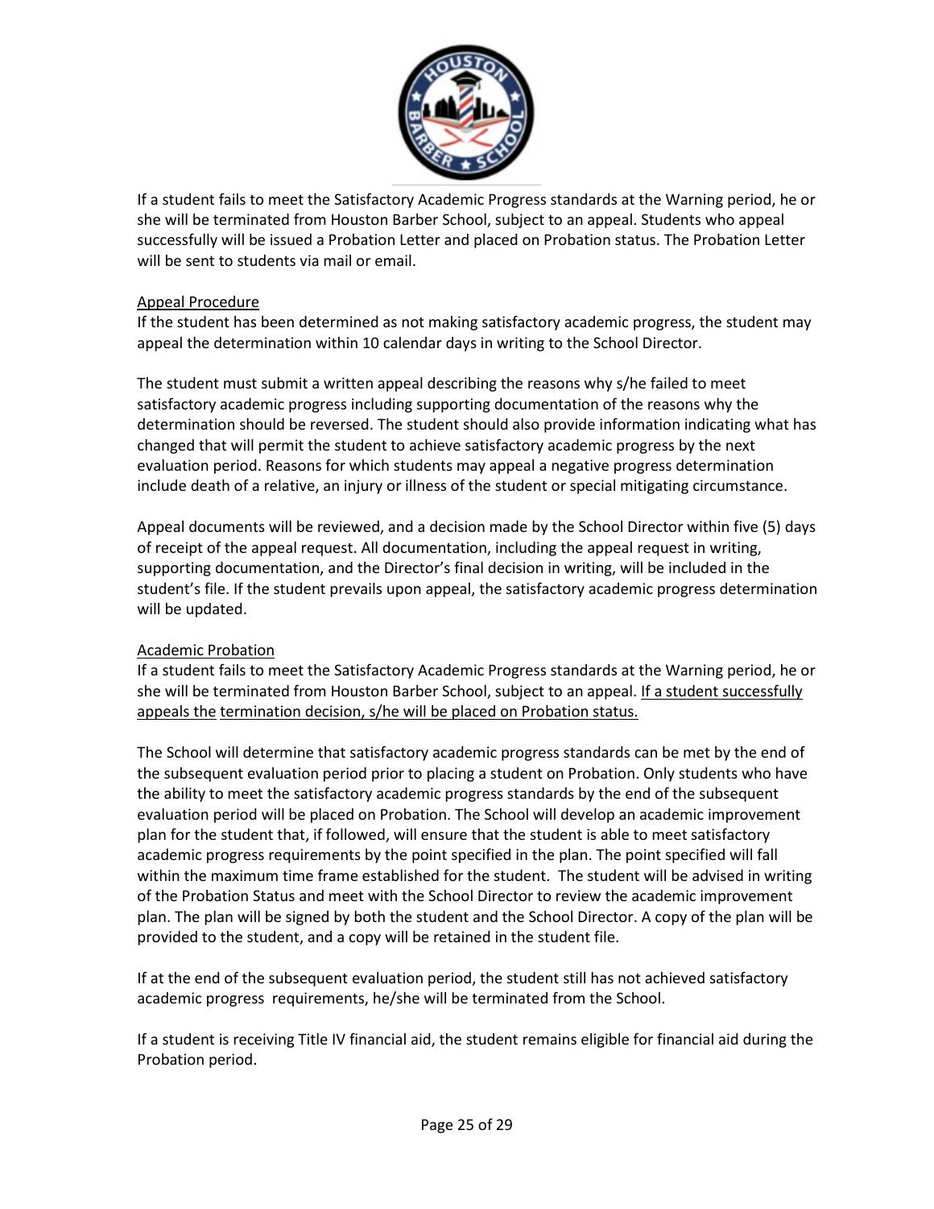If a student fails to meet the Satisfactory Academic Progress standards at the Warning period, he or she will be terminated from Houston Barber School, subject to an appeal. Students who appeal successfully will be issued a Probation Letter and placed on Probation status. The Probation Letter will be sent to students via mail or email.

<u>Appeal Procedure</u>

If the student has been determined as not making satisfactory academic progress, the student may appeal the determination within 10 calendar days in writing to the School Director.

The student must submit a written appeal describing the reasons why s/he failed to meet satisfactory academic progress including supporting documentation of the reasons why the determination should be reversed. The student should also provide information indicating what has changed that will permit the student to achieve satisfactory academic progress by the next evaluation period. Reasons for which students may appeal a negative progress determination include death of a relative, an injury or illness of the student or special mitigating circumstance.

Appeal documents will be reviewed, and a decision made by the School Director within five (5) days of receipt of the appeal request. All documentation, including the appeal request in writing, supporting documentation, and the Director's final decision in writing, will be included in the student's file. If the student prevails upon appeal, the satisfactory academic progress determination will be updated.

<u>Academic Probation</u>

If a student fails to meet the Satisfactory Academic Progress standards at the Warning period, he or she will be terminated from Houston Barber School, subject to an appeal. <u>If a student successfully appeals the termination decision, s/he will be placed on Probation status.</u>

The School will determine that satisfactory academic progress standards can be met by the end of the subsequent evaluation period prior to placing a student on Probation. Only students who have the ability to meet the satisfactory academic progress standards by the end of the subsequent evaluation period will be placed on Probation. The School will develop an academic improvement plan for the student that, if followed, will ensure that the student is able to meet satisfactory academic progress requirements by the point specified in the plan. The point specified will fall within the maximum time frame established for the student. The student will be advised in writing of the Probation Status and meet with the School Director to review the academic improvement plan. The plan will be signed by both the student and the School Director. A copy of the plan will be provided to the student, and a copy will be retained in the student file.

If at the end of the subsequent evaluation period, the student still has not achieved satisfactory academic progress requirements, he/she will be terminated from the School.

If a student is receiving Title IV financial aid, the student remains eligible for financial aid during the Probation period.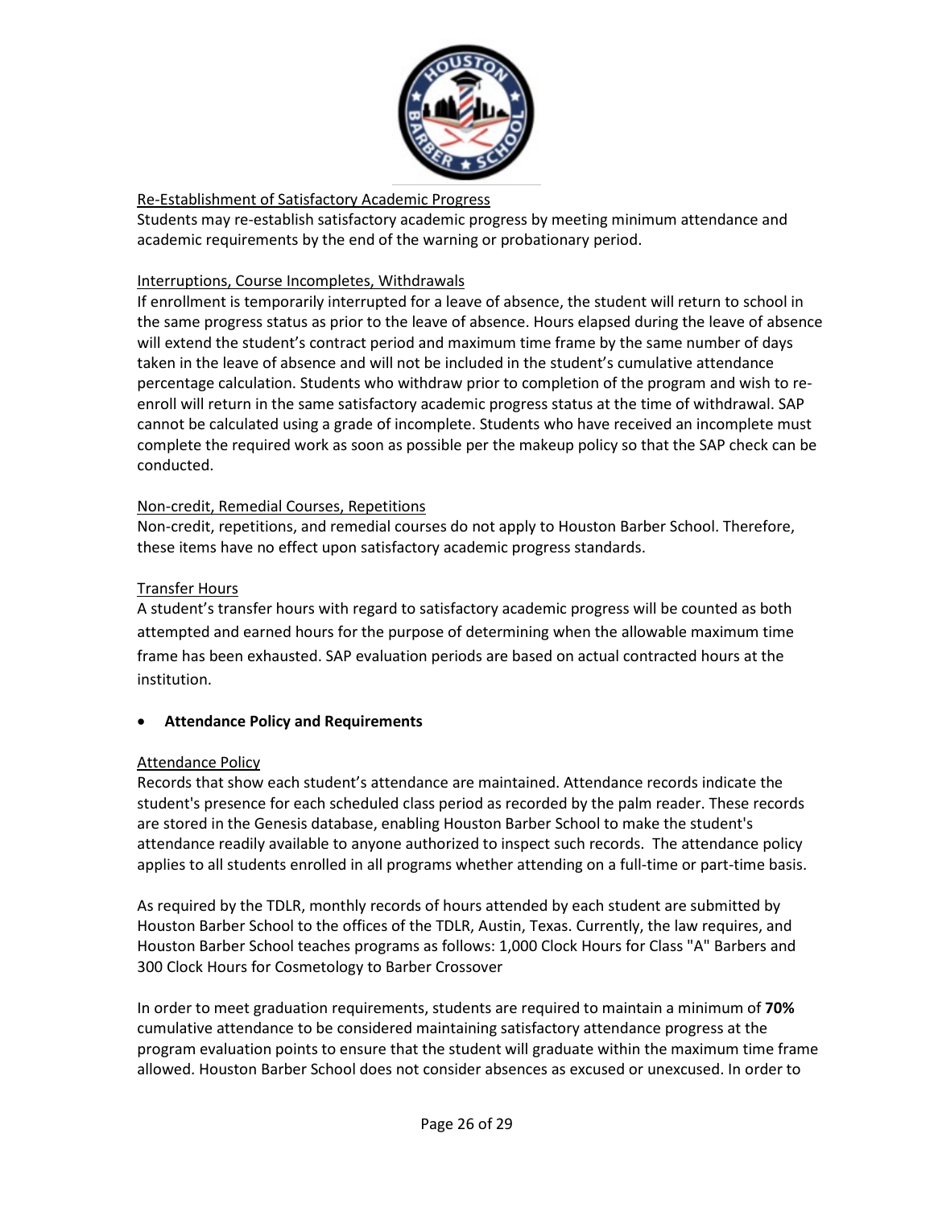Re-Establishment of Satisfactory Academic Progress

Students may re-establish satisfactory academic progress by meeting minimum attendance and academic requirements by the end of the warning or probationary period.

Interruptions, Course Incompletes, Withdrawals

If enrollment is temporarily interrupted for a leave of absence, the student will return to school in the same progress status as prior to the leave of absence. Hours elapsed during the leave of absence will extend the student's contract period and maximum time frame by the same number of days taken in the leave of absence and will not be included in the student's cumulative attendance percentage calculation. Students who withdraw prior to completion of the program and wish to re-enroll will return in the same satisfactory academic progress status at the time of withdrawal. SAP cannot be calculated using a grade of incomplete. Students who have received an incomplete must complete the required work as soon as possible per the makeup policy so that the SAP check can be conducted.

Non-credit, Remedial Courses, Repetitions

Non-credit, repetitions, and remedial courses do not apply to Houston Barber School. Therefore, these items have no effect upon satisfactory academic progress standards.

Transfer Hours

A student's transfer hours with regard to satisfactory academic progress will be counted as both attempted and earned hours for the purpose of determining when the allowable maximum time frame has been exhausted. SAP evaluation periods are based on actual contracted hours at the institution.

- **Attendance Policy and Requirements**

Attendance Policy

Records that show each student's attendance are maintained. Attendance records indicate the student's presence for each scheduled class period as recorded by the palm reader. These records are stored in the Genesis database, enabling Houston Barber School to make the student's attendance readily available to anyone authorized to inspect such records. The attendance policy applies to all students enrolled in all programs whether attending on a full-time or part-time basis.

As required by the TDLR, monthly records of hours attended by each student are submitted by Houston Barber School to the offices of the TDLR, Austin, Texas. Currently, the law requires, and Houston Barber School teaches programs as follows: 1,000 Clock Hours for Class "A" Barbers and 300 Clock Hours for Cosmetology to Barber Crossover

In order to meet graduation requirements, students are required to maintain a minimum of **70%** cumulative attendance to be considered maintaining satisfactory attendance progress at the program evaluation points to ensure that the student will graduate within the maximum time frame allowed. Houston Barber School does not consider absences as excused or unexcused. In order to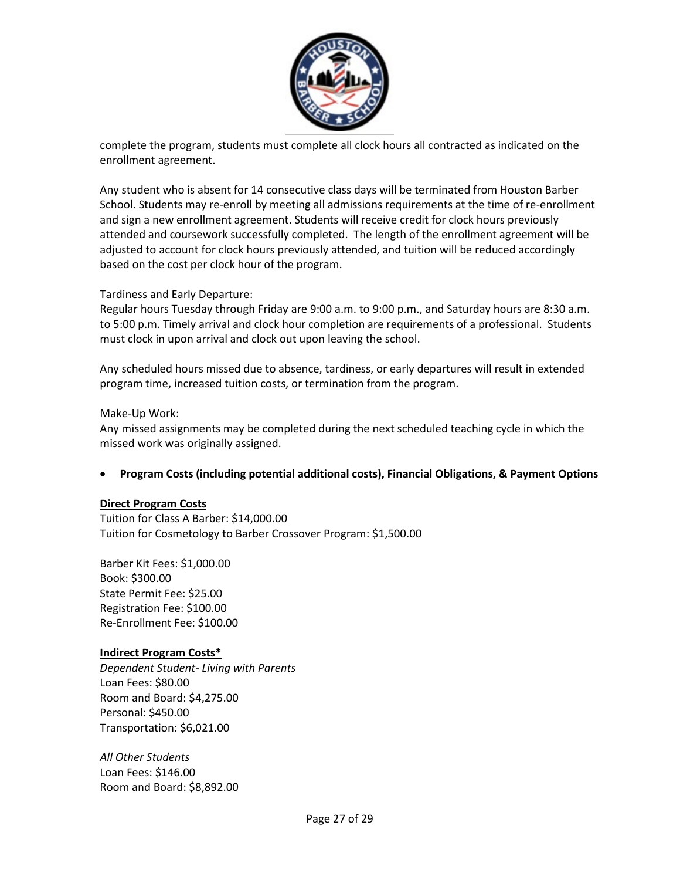complete the program, students must complete all clock hours all contracted as indicated on the enrollment agreement.

Any student who is absent for 14 consecutive class days will be terminated from Houston Barber School. Students may re-enroll by meeting all admissions requirements at the time of re-enrollment and sign a new enrollment agreement. Students will receive credit for clock hours previously attended and coursework successfully completed. The length of the enrollment agreement will be adjusted to account for clock hours previously attended, and tuition will be reduced accordingly based on the cost per clock hour of the program.

Tardiness and Early Departure:
Regular hours Tuesday through Friday are 9:00 a.m. to 9:00 p.m., and Saturday hours are 8:30 a.m. to 5:00 p.m. Timely arrival and clock hour completion are requirements of a professional. Students must clock in upon arrival and clock out upon leaving the school.

Any scheduled hours missed due to absence, tardiness, or early departures will result in extended program time, increased tuition costs, or termination from the program.

Make-Up Work:
Any missed assignments may be completed during the next scheduled teaching cycle in which the missed work was originally assigned.

- **Program Costs (including potential additional costs), Financial Obligations, & Payment Options**

**Direct Program Costs**
Tuition for Class A Barber: $14,000.00
Tuition for Cosmetology to Barber Crossover Program: $1,500.00

Barber Kit Fees: $1,000.00
Book: $300.00
State Permit Fee: $25.00
Registration Fee: $100.00
Re-Enrollment Fee: $100.00

**Indirect Program Costs***
*Dependent Student- Living with Parents*
Loan Fees: $80.00
Room and Board: $4,275.00
Personal: $450.00
Transportation: $6,021.00

*All Other Students*
Loan Fees: $146.00
Room and Board: $8,892.00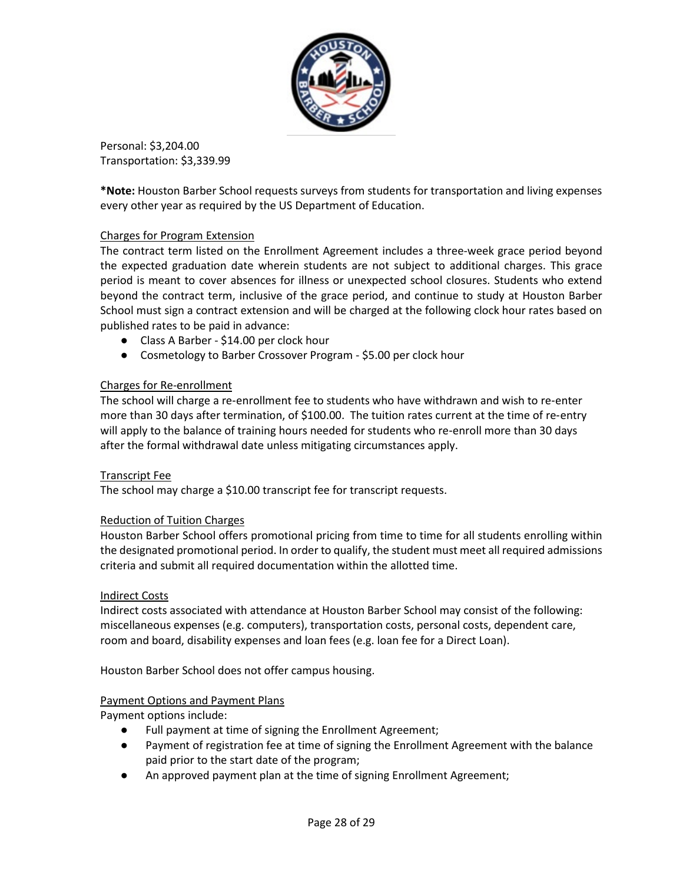Personal: $3,204.00
Transportation: $3,339.99

***Note:** Houston Barber School requests surveys from students for transportation and living expenses every other year as required by the US Department of Education.

### Charges for Program Extension

The contract term listed on the Enrollment Agreement includes a three-week grace period beyond the expected graduation date wherein students are not subject to additional charges. This grace period is meant to cover absences for illness or unexpected school closures. Students who extend beyond the contract term, inclusive of the grace period, and continue to study at Houston Barber School must sign a contract extension and will be charged at the following clock hour rates based on published rates to be paid in advance:

- Class A Barber - $14.00 per clock hour
- Cosmetology to Barber Crossover Program - $5.00 per clock hour

### Charges for Re-enrollment

The school will charge a re-enrollment fee to students who have withdrawn and wish to re-enter more than 30 days after termination, of $100.00. The tuition rates current at the time of re-entry will apply to the balance of training hours needed for students who re-enroll more than 30 days after the formal withdrawal date unless mitigating circumstances apply.

### Transcript Fee

The school may charge a $10.00 transcript fee for transcript requests.

### Reduction of Tuition Charges

Houston Barber School offers promotional pricing from time to time for all students enrolling within the designated promotional period. In order to qualify, the student must meet all required admissions criteria and submit all required documentation within the allotted time.

### Indirect Costs

Indirect costs associated with attendance at Houston Barber School may consist of the following: miscellaneous expenses (e.g. computers), transportation costs, personal costs, dependent care, room and board, disability expenses and loan fees (e.g. loan fee for a Direct Loan).

Houston Barber School does not offer campus housing.

### Payment Options and Payment Plans

Payment options include:

- Full payment at time of signing the Enrollment Agreement;
- Payment of registration fee at time of signing the Enrollment Agreement with the balance paid prior to the start date of the program;
- An approved payment plan at the time of signing Enrollment Agreement;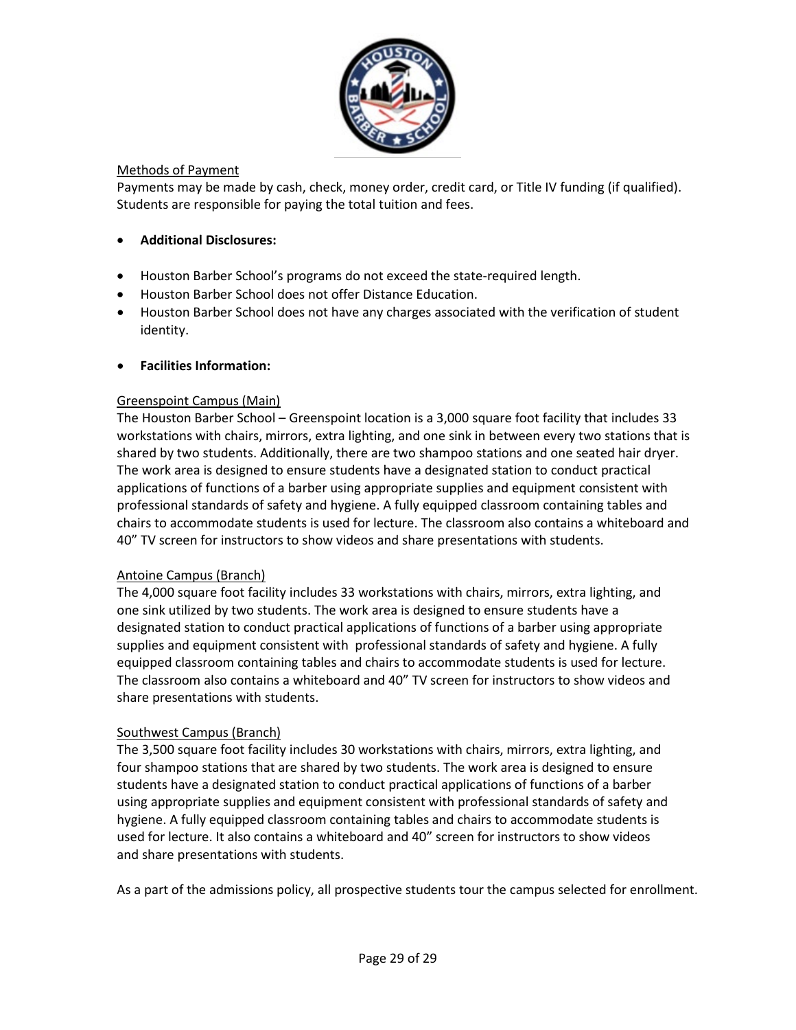Methods of Payment

Payments may be made by cash, check, money order, credit card, or Title IV funding (if qualified). Students are responsible for paying the total tuition and fees.

- **Additional Disclosures:**

- Houston Barber School's programs do not exceed the state-required length.
- Houston Barber School does not offer Distance Education.
- Houston Barber School does not have any charges associated with the verification of student identity.

- **Facilities Information:**

Greenspoint Campus (Main)

The Houston Barber School – Greenspoint location is a 3,000 square foot facility that includes 33 workstations with chairs, mirrors, extra lighting, and one sink in between every two stations that is shared by two students. Additionally, there are two shampoo stations and one seated hair dryer. The work area is designed to ensure students have a designated station to conduct practical applications of functions of a barber using appropriate supplies and equipment consistent with professional standards of safety and hygiene. A fully equipped classroom containing tables and chairs to accommodate students is used for lecture. The classroom also contains a whiteboard and 40" TV screen for instructors to show videos and share presentations with students.

Antoine Campus (Branch)

The 4,000 square foot facility includes 33 workstations with chairs, mirrors, extra lighting, and one sink utilized by two students. The work area is designed to ensure students have a designated station to conduct practical applications of functions of a barber using appropriate supplies and equipment consistent with professional standards of safety and hygiene. A fully equipped classroom containing tables and chairs to accommodate students is used for lecture. The classroom also contains a whiteboard and 40" TV screen for instructors to show videos and share presentations with students.

Southwest Campus (Branch)

The 3,500 square foot facility includes 30 workstations with chairs, mirrors, extra lighting, and four shampoo stations that are shared by two students. The work area is designed to ensure students have a designated station to conduct practical applications of functions of a barber using appropriate supplies and equipment consistent with professional standards of safety and hygiene. A fully equipped classroom containing tables and chairs to accommodate students is used for lecture. It also contains a whiteboard and 40" screen for instructors to show videos and share presentations with students.

As a part of the admissions policy, all prospective students tour the campus selected for enrollment.